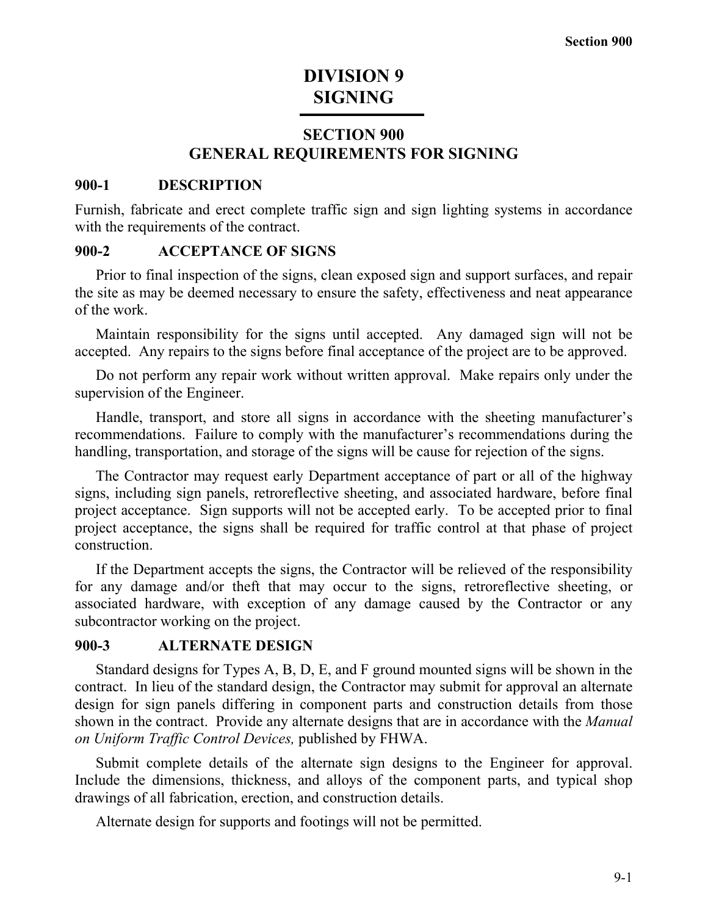# DIVISION 9
# SIGNING

## SECTION 900
## GENERAL REQUIREMENTS FOR SIGNING

### 900-1 DESCRIPTION

Furnish, fabricate and erect complete traffic sign and sign lighting systems in accordance with the requirements of the contract.

### 900-2 ACCEPTANCE OF SIGNS

Prior to final inspection of the signs, clean exposed sign and support surfaces, and repair the site as may be deemed necessary to ensure the safety, effectiveness and neat appearance of the work.

Maintain responsibility for the signs until accepted. Any damaged sign will not be accepted. Any repairs to the signs before final acceptance of the project are to be approved.

Do not perform any repair work without written approval. Make repairs only under the supervision of the Engineer.

Handle, transport, and store all signs in accordance with the sheeting manufacturer's recommendations. Failure to comply with the manufacturer's recommendations during the handling, transportation, and storage of the signs will be cause for rejection of the signs.

The Contractor may request early Department acceptance of part or all of the highway signs, including sign panels, retroreflective sheeting, and associated hardware, before final project acceptance. Sign supports will not be accepted early. To be accepted prior to final project acceptance, the signs shall be required for traffic control at that phase of project construction.

If the Department accepts the signs, the Contractor will be relieved of the responsibility for any damage and/or theft that may occur to the signs, retroreflective sheeting, or associated hardware, with exception of any damage caused by the Contractor or any subcontractor working on the project.

### 900-3 ALTERNATE DESIGN

Standard designs for Types A, B, D, E, and F ground mounted signs will be shown in the contract. In lieu of the standard design, the Contractor may submit for approval an alternate design for sign panels differing in component parts and construction details from those shown in the contract. Provide any alternate designs that are in accordance with the *Manual on Uniform Traffic Control Devices,* published by FHWA.

Submit complete details of the alternate sign designs to the Engineer for approval. Include the dimensions, thickness, and alloys of the component parts, and typical shop drawings of all fabrication, erection, and construction details.

Alternate design for supports and footings will not be permitted.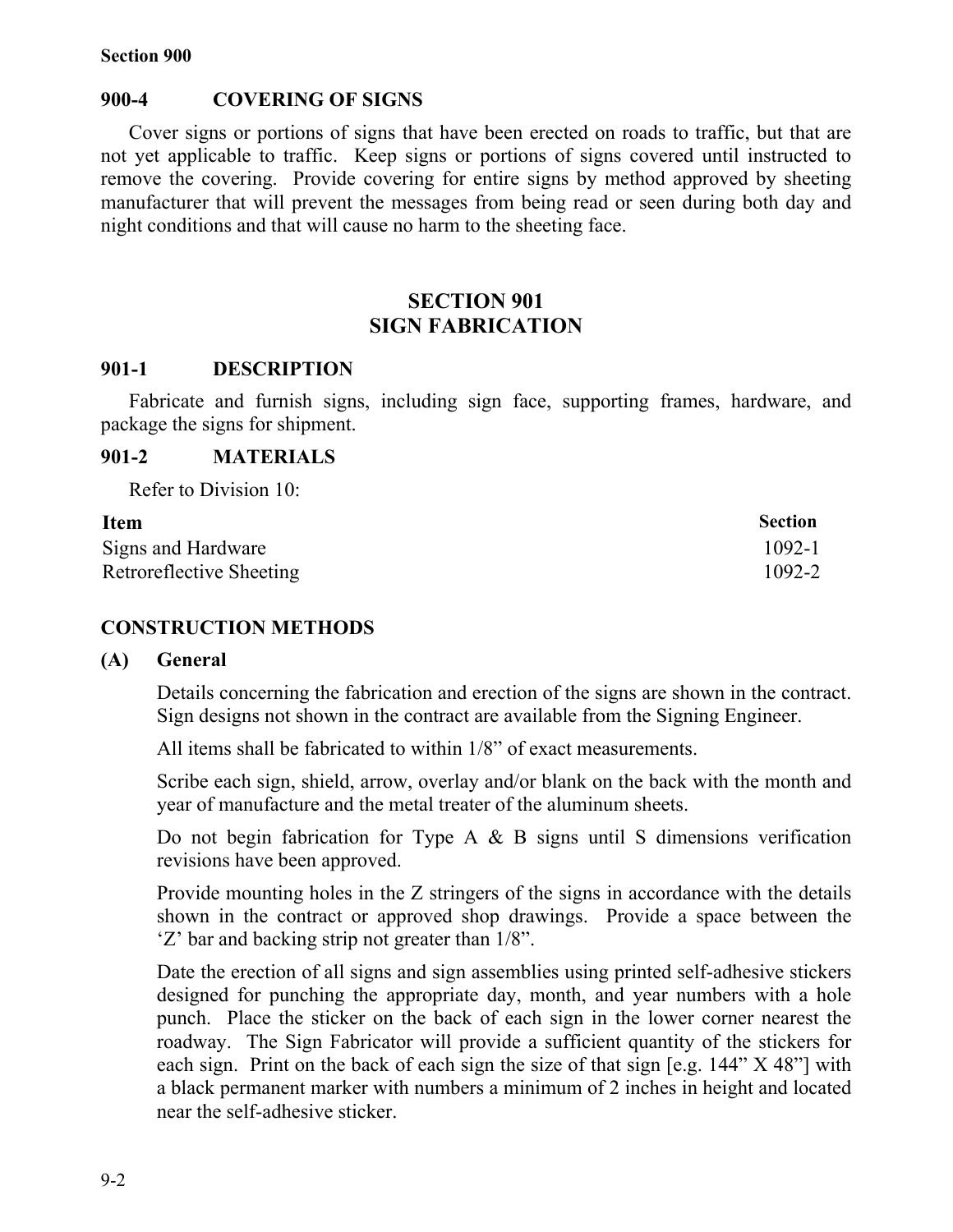## 900-4 COVERING OF SIGNS

Cover signs or portions of signs that have been erected on roads to traffic, but that are not yet applicable to traffic. Keep signs or portions of signs covered until instructed to remove the covering. Provide covering for entire signs by method approved by sheeting manufacturer that will prevent the messages from being read or seen during both day and night conditions and that will cause no harm to the sheeting face.

# SECTION 901
# SIGN FABRICATION

## 901-1 DESCRIPTION

Fabricate and furnish signs, including sign face, supporting frames, hardware, and package the signs for shipment.

## 901-2 MATERIALS

Refer to Division 10:

| Item | Section |
|---|---|
| Signs and Hardware | 1092-1 |
| Retroreflective Sheeting | 1092-2 |

## CONSTRUCTION METHODS

### (A) General

Details concerning the fabrication and erection of the signs are shown in the contract. Sign designs not shown in the contract are available from the Signing Engineer.

All items shall be fabricated to within 1/8" of exact measurements.

Scribe each sign, shield, arrow, overlay and/or blank on the back with the month and year of manufacture and the metal treater of the aluminum sheets.

Do not begin fabrication for Type A & B signs until S dimensions verification revisions have been approved.

Provide mounting holes in the Z stringers of the signs in accordance with the details shown in the contract or approved shop drawings. Provide a space between the 'Z' bar and backing strip not greater than 1/8".

Date the erection of all signs and sign assemblies using printed self-adhesive stickers designed for punching the appropriate day, month, and year numbers with a hole punch. Place the sticker on the back of each sign in the lower corner nearest the roadway. The Sign Fabricator will provide a sufficient quantity of the stickers for each sign. Print on the back of each sign the size of that sign [e.g. 144" X 48"] with a black permanent marker with numbers a minimum of 2 inches in height and located near the self-adhesive sticker.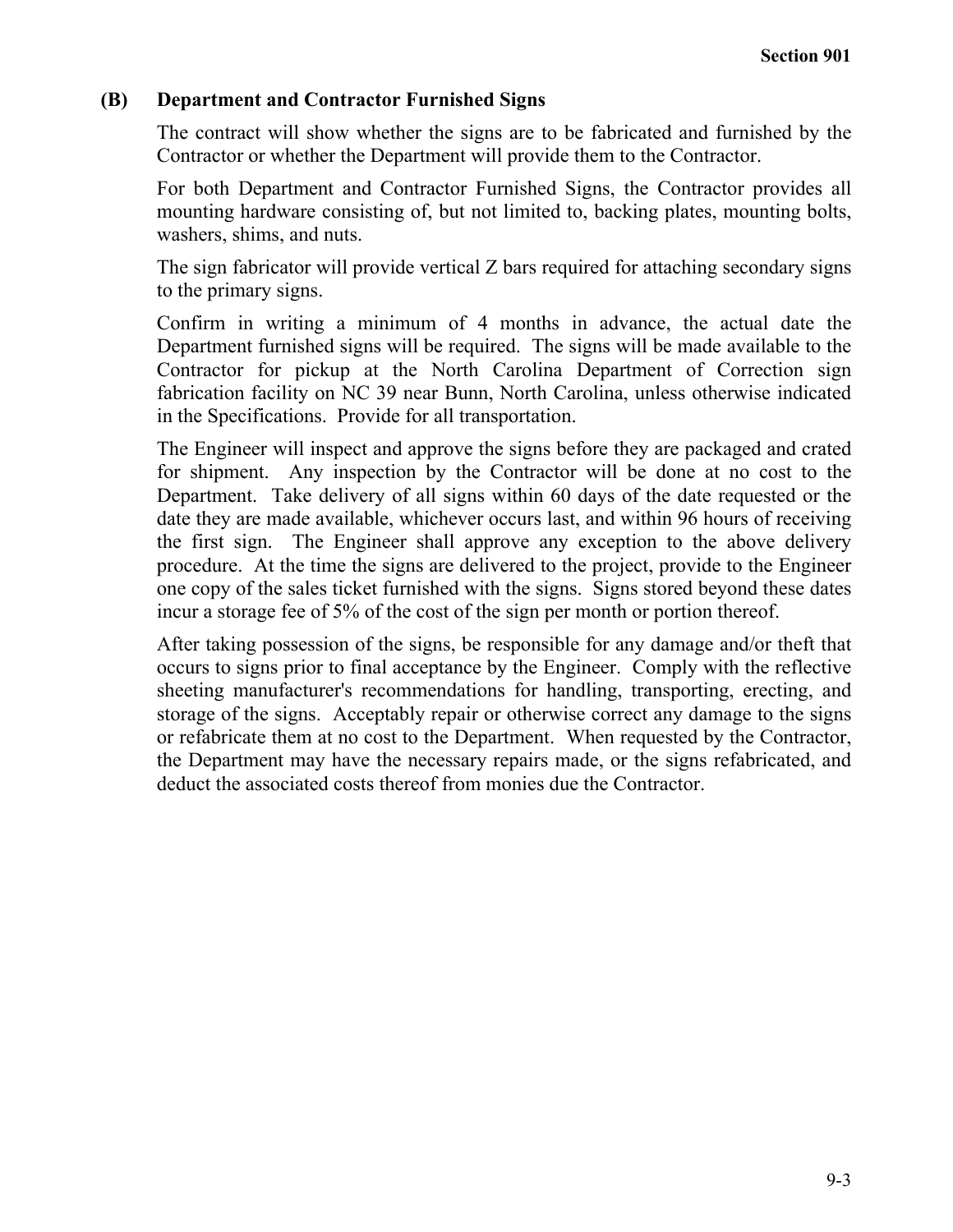### (B) Department and Contractor Furnished Signs

The contract will show whether the signs are to be fabricated and furnished by the Contractor or whether the Department will provide them to the Contractor.

For both Department and Contractor Furnished Signs, the Contractor provides all mounting hardware consisting of, but not limited to, backing plates, mounting bolts, washers, shims, and nuts.

The sign fabricator will provide vertical Z bars required for attaching secondary signs to the primary signs.

Confirm in writing a minimum of 4 months in advance, the actual date the Department furnished signs will be required. The signs will be made available to the Contractor for pickup at the North Carolina Department of Correction sign fabrication facility on NC 39 near Bunn, North Carolina, unless otherwise indicated in the Specifications. Provide for all transportation.

The Engineer will inspect and approve the signs before they are packaged and crated for shipment. Any inspection by the Contractor will be done at no cost to the Department. Take delivery of all signs within 60 days of the date requested or the date they are made available, whichever occurs last, and within 96 hours of receiving the first sign. The Engineer shall approve any exception to the above delivery procedure. At the time the signs are delivered to the project, provide to the Engineer one copy of the sales ticket furnished with the signs. Signs stored beyond these dates incur a storage fee of 5% of the cost of the sign per month or portion thereof.

After taking possession of the signs, be responsible for any damage and/or theft that occurs to signs prior to final acceptance by the Engineer. Comply with the reflective sheeting manufacturer's recommendations for handling, transporting, erecting, and storage of the signs. Acceptably repair or otherwise correct any damage to the signs or refabricate them at no cost to the Department. When requested by the Contractor, the Department may have the necessary repairs made, or the signs refabricated, and deduct the associated costs thereof from monies due the Contractor.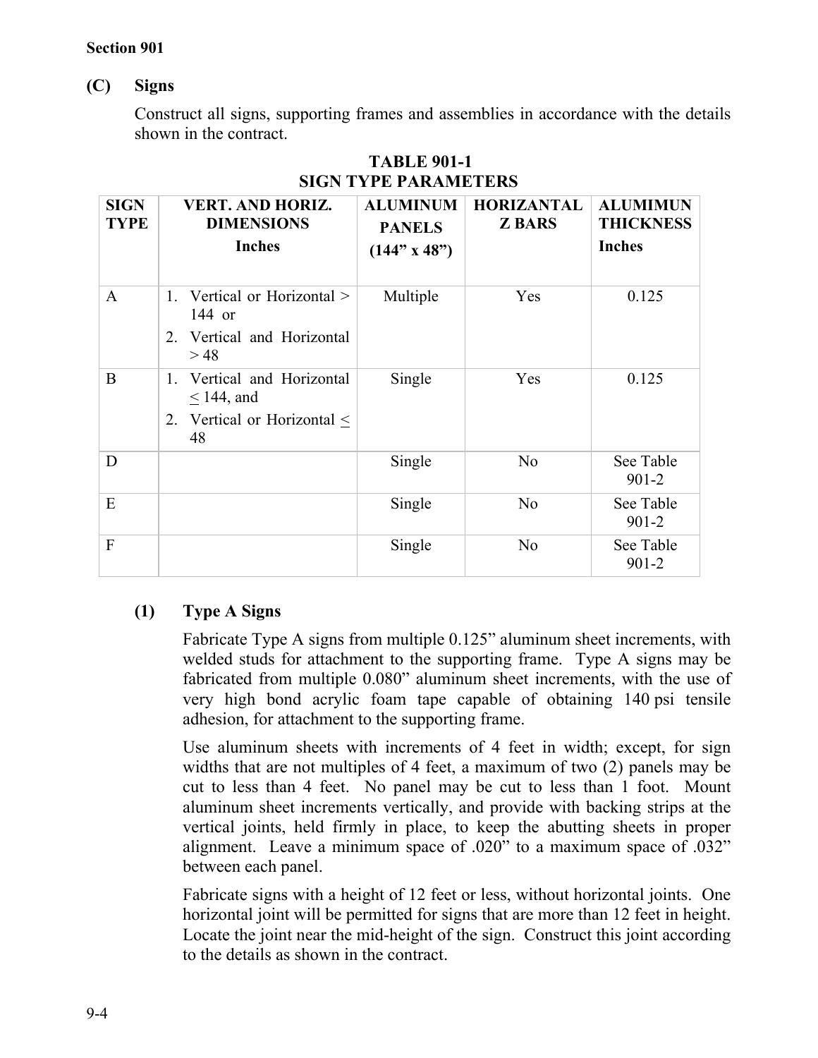Section 901

## (C) Signs

Construct all signs, supporting frames and assemblies in accordance with the details shown in the contract.

**TABLE 901-1**
**SIGN TYPE PARAMETERS**

| SIGN TYPE | VERT. AND HORIZ. DIMENSIONS Inches | ALUMINUM PANELS (144" x 48") | HORIZANTAL Z BARS | ALUMIMUN THICKNESS Inches |
|---|---|---|---|---|
| A | 1. Vertical or Horizontal > 144 or<br>2. Vertical and Horizontal > 48 | Multiple | Yes | 0.125 |
| B | 1. Vertical and Horizontal < 144, and<br>2. Vertical or Horizontal < 48 | Single | Yes | 0.125 |
| D | | Single | No | See Table 901-2 |
| E | | Single | No | See Table 901-2 |
| F | | Single | No | See Table 901-2 |

### (1) Type A Signs

Fabricate Type A signs from multiple 0.125" aluminum sheet increments, with welded studs for attachment to the supporting frame. Type A signs may be fabricated from multiple 0.080" aluminum sheet increments, with the use of very high bond acrylic foam tape capable of obtaining 140 psi tensile adhesion, for attachment to the supporting frame.

Use aluminum sheets with increments of 4 feet in width; except, for sign widths that are not multiples of 4 feet, a maximum of two (2) panels may be cut to less than 4 feet. No panel may be cut to less than 1 foot. Mount aluminum sheet increments vertically, and provide with backing strips at the vertical joints, held firmly in place, to keep the abutting sheets in proper alignment. Leave a minimum space of .020" to a maximum space of .032" between each panel.

Fabricate signs with a height of 12 feet or less, without horizontal joints. One horizontal joint will be permitted for signs that are more than 12 feet in height. Locate the joint near the mid-height of the sign. Construct this joint according to the details as shown in the contract.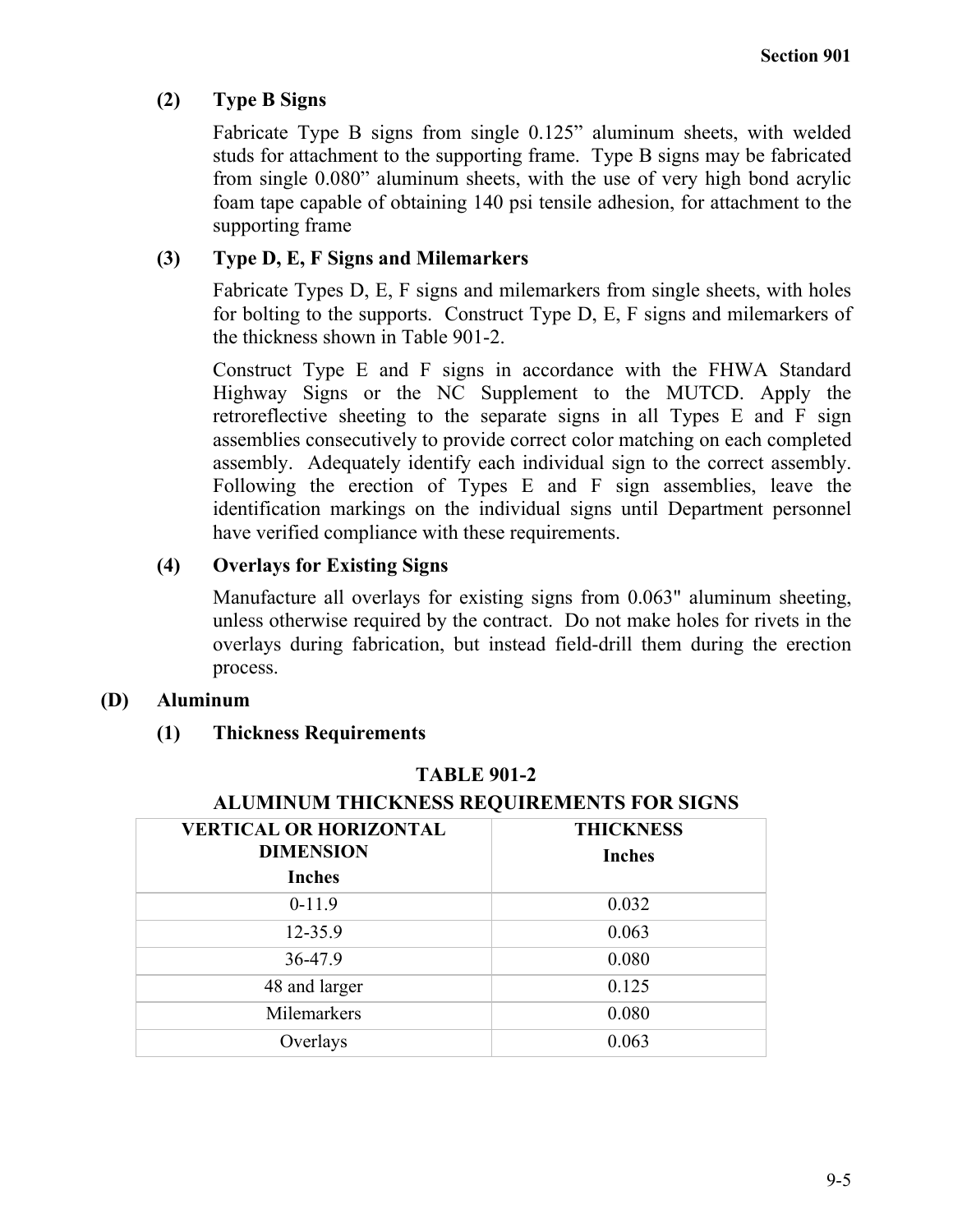#### (2) Type B Signs

Fabricate Type B signs from single 0.125” aluminum sheets, with welded studs for attachment to the supporting frame. Type B signs may be fabricated from single 0.080” aluminum sheets, with the use of very high bond acrylic foam tape capable of obtaining 140 psi tensile adhesion, for attachment to the supporting frame

#### (3) Type D, E, F Signs and Milemarkers

Fabricate Types D, E, F signs and milemarkers from single sheets, with holes for bolting to the supports. Construct Type D, E, F signs and milemarkers of the thickness shown in Table 901-2.

Construct Type E and F signs in accordance with the FHWA Standard Highway Signs or the NC Supplement to the MUTCD. Apply the retroreflective sheeting to the separate signs in all Types E and F sign assemblies consecutively to provide correct color matching on each completed assembly. Adequately identify each individual sign to the correct assembly. Following the erection of Types E and F sign assemblies, leave the identification markings on the individual signs until Department personnel have verified compliance with these requirements.

#### (4) Overlays for Existing Signs

Manufacture all overlays for existing signs from 0.063" aluminum sheeting, unless otherwise required by the contract. Do not make holes for rivets in the overlays during fabrication, but instead field-drill them during the erection process.

### (D) Aluminum

#### (1) Thickness Requirements

**TABLE 901-2**

**ALUMINUM THICKNESS REQUIREMENTS FOR SIGNS**

| VERTICAL OR HORIZONTAL DIMENSION Inches | THICKNESS Inches |
|---|---|
| 0-11.9 | 0.032 |
| 12-35.9 | 0.063 |
| 36-47.9 | 0.080 |
| 48 and larger | 0.125 |
| Milemarkers | 0.080 |
| Overlays | 0.063 |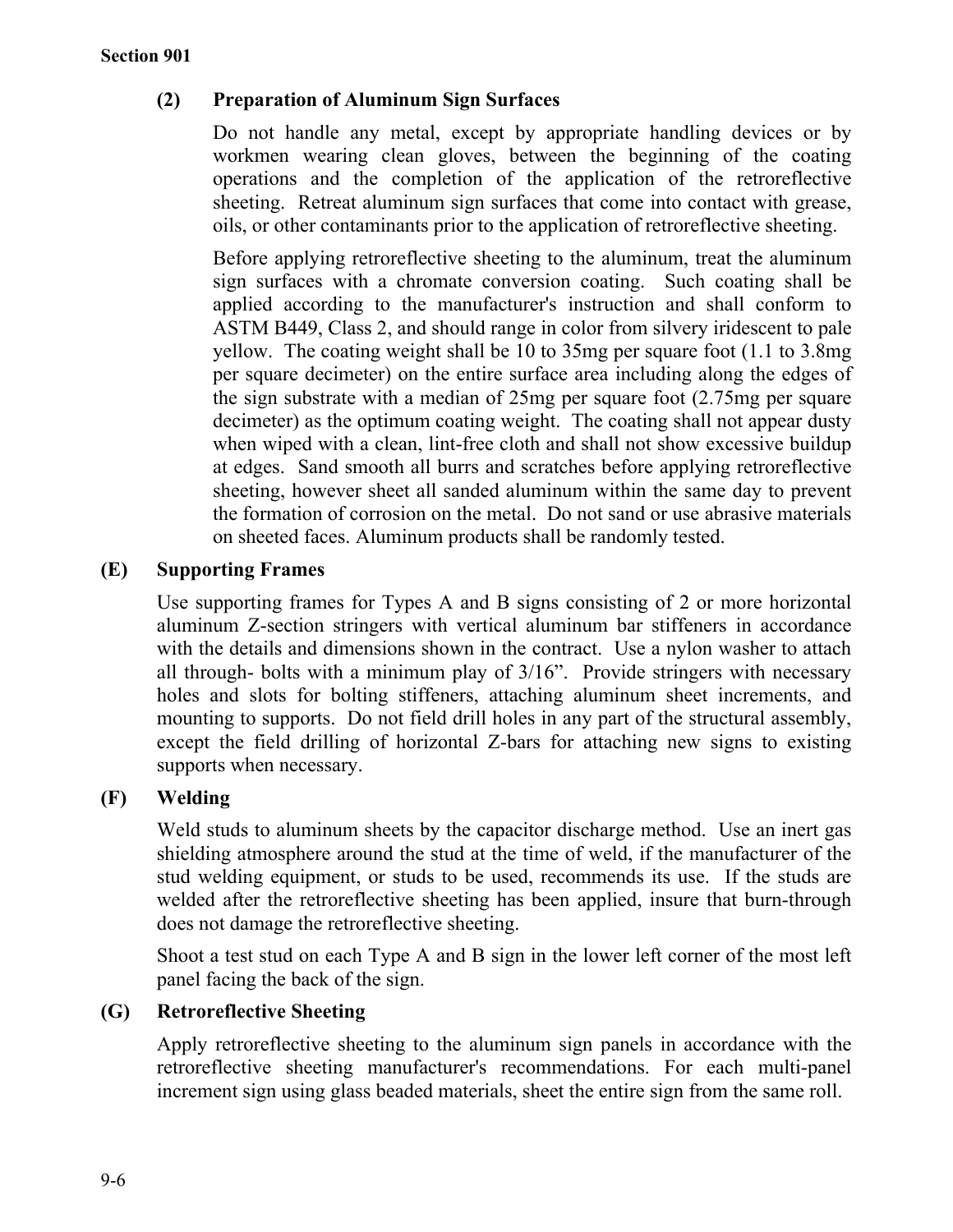**(2) Preparation of Aluminum Sign Surfaces**

Do not handle any metal, except by appropriate handling devices or by workmen wearing clean gloves, between the beginning of the coating operations and the completion of the application of the retroreflective sheeting. Retreat aluminum sign surfaces that come into contact with grease, oils, or other contaminants prior to the application of retroreflective sheeting.

Before applying retroreflective sheeting to the aluminum, treat the aluminum sign surfaces with a chromate conversion coating. Such coating shall be applied according to the manufacturer's instruction and shall conform to ASTM B449, Class 2, and should range in color from silvery iridescent to pale yellow. The coating weight shall be 10 to 35mg per square foot (1.1 to 3.8mg per square decimeter) on the entire surface area including along the edges of the sign substrate with a median of 25mg per square foot (2.75mg per square decimeter) as the optimum coating weight. The coating shall not appear dusty when wiped with a clean, lint-free cloth and shall not show excessive buildup at edges. Sand smooth all burrs and scratches before applying retroreflective sheeting, however sheet all sanded aluminum within the same day to prevent the formation of corrosion on the metal. Do not sand or use abrasive materials on sheeted faces. Aluminum products shall be randomly tested.

## (E) Supporting Frames

Use supporting frames for Types A and B signs consisting of 2 or more horizontal aluminum Z-section stringers with vertical aluminum bar stiffeners in accordance with the details and dimensions shown in the contract. Use a nylon washer to attach all through- bolts with a minimum play of 3/16". Provide stringers with necessary holes and slots for bolting stiffeners, attaching aluminum sheet increments, and mounting to supports. Do not field drill holes in any part of the structural assembly, except the field drilling of horizontal Z-bars for attaching new signs to existing supports when necessary.

## (F) Welding

Weld studs to aluminum sheets by the capacitor discharge method. Use an inert gas shielding atmosphere around the stud at the time of weld, if the manufacturer of the stud welding equipment, or studs to be used, recommends its use. If the studs are welded after the retroreflective sheeting has been applied, insure that burn-through does not damage the retroreflective sheeting.

Shoot a test stud on each Type A and B sign in the lower left corner of the most left panel facing the back of the sign.

## (G) Retroreflective Sheeting

Apply retroreflective sheeting to the aluminum sign panels in accordance with the retroreflective sheeting manufacturer's recommendations. For each multi-panel increment sign using glass beaded materials, sheet the entire sign from the same roll.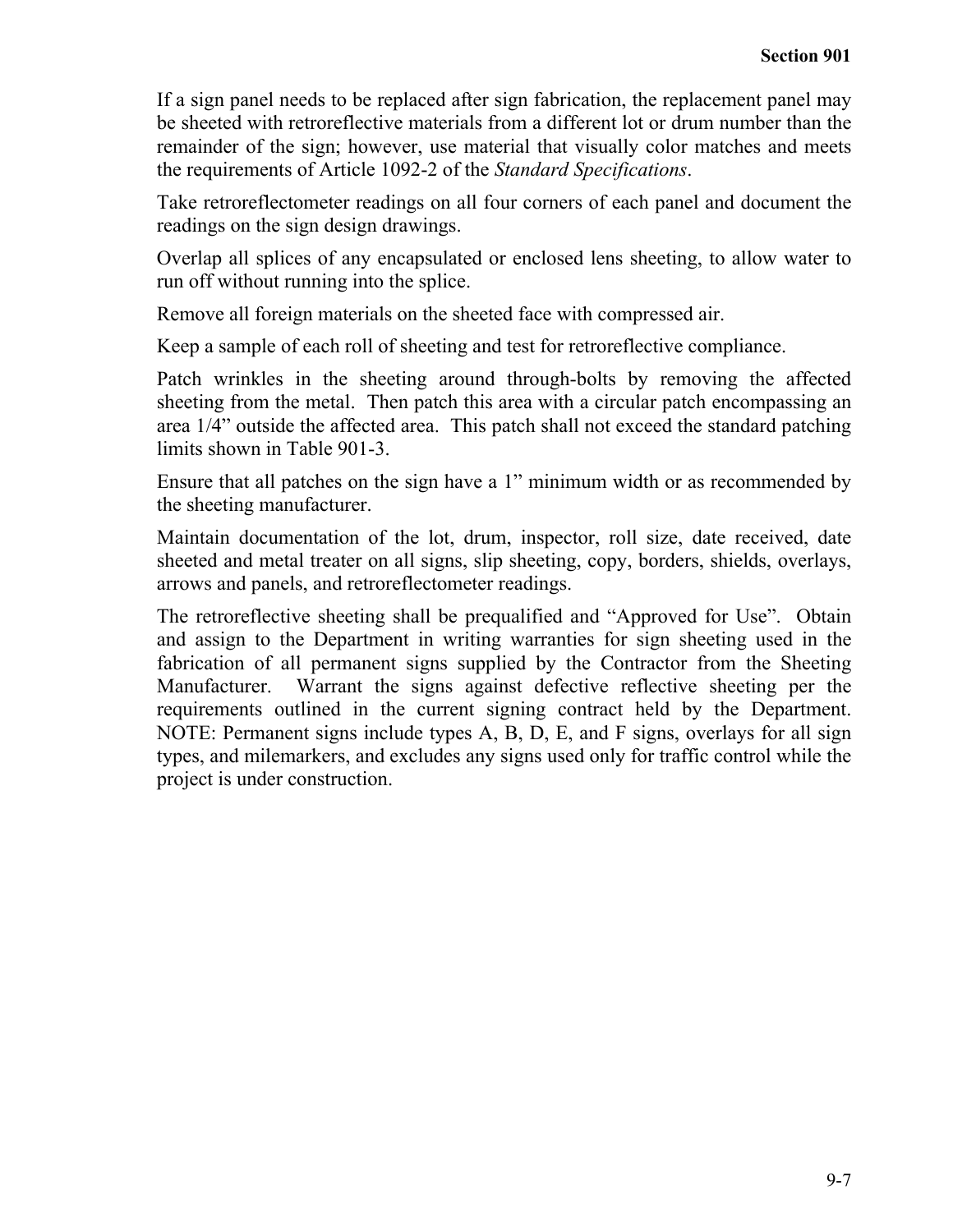If a sign panel needs to be replaced after sign fabrication, the replacement panel may be sheeted with retroreflective materials from a different lot or drum number than the remainder of the sign; however, use material that visually color matches and meets the requirements of Article 1092-2 of the *Standard Specifications*.

Take retroreflectometer readings on all four corners of each panel and document the readings on the sign design drawings.

Overlap all splices of any encapsulated or enclosed lens sheeting, to allow water to run off without running into the splice.

Remove all foreign materials on the sheeted face with compressed air.

Keep a sample of each roll of sheeting and test for retroreflective compliance.

Patch wrinkles in the sheeting around through-bolts by removing the affected sheeting from the metal. Then patch this area with a circular patch encompassing an area 1/4" outside the affected area. This patch shall not exceed the standard patching limits shown in Table 901-3.

Ensure that all patches on the sign have a 1" minimum width or as recommended by the sheeting manufacturer.

Maintain documentation of the lot, drum, inspector, roll size, date received, date sheeted and metal treater on all signs, slip sheeting, copy, borders, shields, overlays, arrows and panels, and retroreflectometer readings.

The retroreflective sheeting shall be prequalified and "Approved for Use". Obtain and assign to the Department in writing warranties for sign sheeting used in the fabrication of all permanent signs supplied by the Contractor from the Sheeting Manufacturer. Warrant the signs against defective reflective sheeting per the requirements outlined in the current signing contract held by the Department. NOTE: Permanent signs include types A, B, D, E, and F signs, overlays for all sign types, and milemarkers, and excludes any signs used only for traffic control while the project is under construction.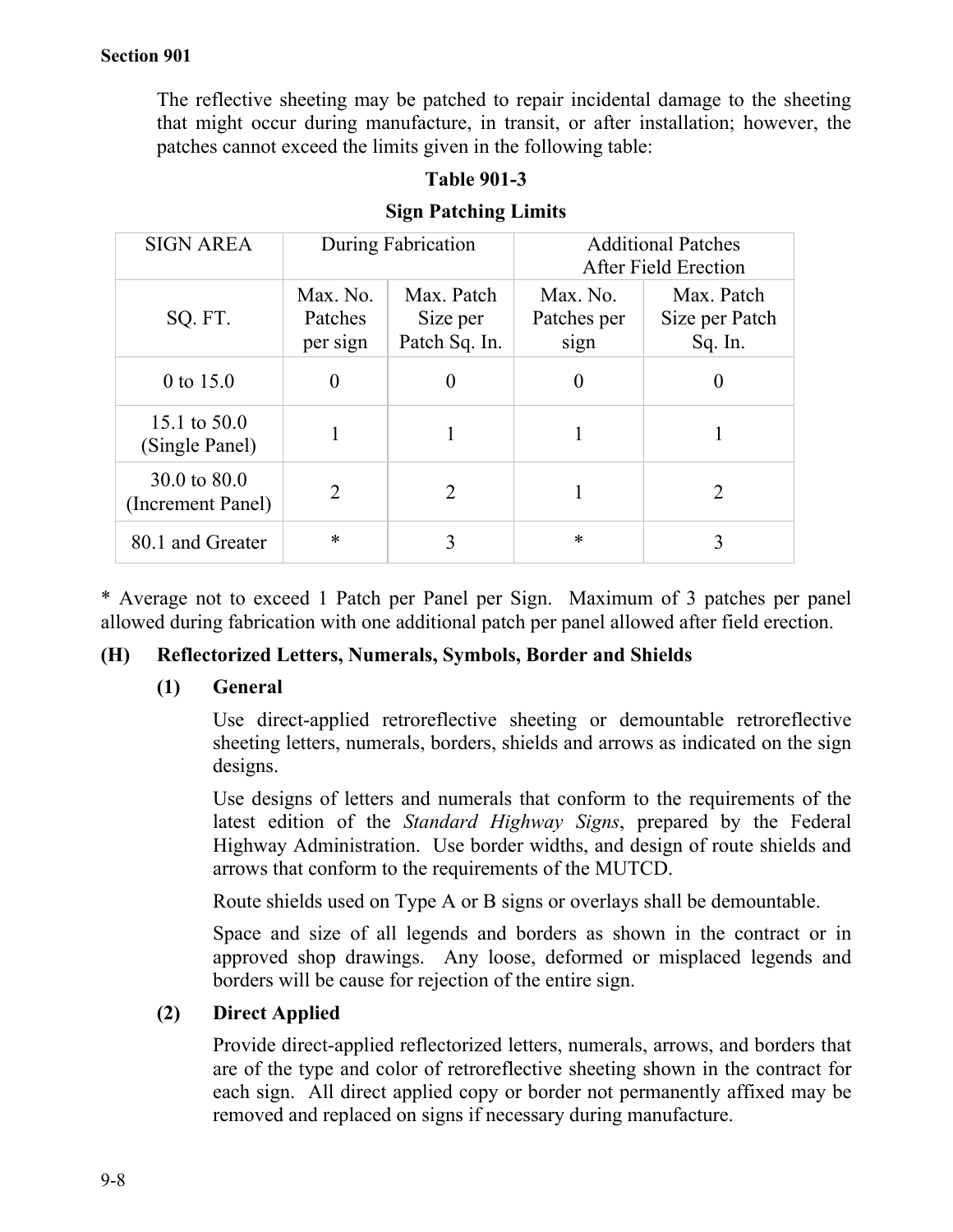The reflective sheeting may be patched to repair incidental damage to the sheeting that might occur during manufacture, in transit, or after installation; however, the patches cannot exceed the limits given in the following table:

**Table 901-3**

**Sign Patching Limits**

| SIGN AREA | During Fabrication | | Additional Patches After Field Erection | |
|---|---|---|---|---|
| SQ. FT. | Max. No. Patches per sign | Max. Patch Size per Patch Sq. In. | Max. No. Patches per sign | Max. Patch Size per Patch Sq. In. |
| 0 to 15.0 | 0 | 0 | 0 | 0 |
| 15.1 to 50.0 (Single Panel) | 1 | 1 | 1 | 1 |
| 30.0 to 80.0 (Increment Panel) | 2 | 2 | 1 | 2 |
| 80.1 and Greater | * | 3 | * | 3 |

* Average not to exceed 1 Patch per Panel per Sign. Maximum of 3 patches per panel allowed during fabrication with one additional patch per panel allowed after field erection.

**(H) Reflectorized Letters, Numerals, Symbols, Border and Shields**

**(1) General**

Use direct-applied retroreflective sheeting or demountable retroreflective sheeting letters, numerals, borders, shields and arrows as indicated on the sign designs.

Use designs of letters and numerals that conform to the requirements of the latest edition of the *Standard Highway Signs*, prepared by the Federal Highway Administration. Use border widths, and design of route shields and arrows that conform to the requirements of the MUTCD.

Route shields used on Type A or B signs or overlays shall be demountable.

Space and size of all legends and borders as shown in the contract or in approved shop drawings. Any loose, deformed or misplaced legends and borders will be cause for rejection of the entire sign.

**(2) Direct Applied**

Provide direct-applied reflectorized letters, numerals, arrows, and borders that are of the type and color of retroreflective sheeting shown in the contract for each sign. All direct applied copy or border not permanently affixed may be removed and replaced on signs if necessary during manufacture.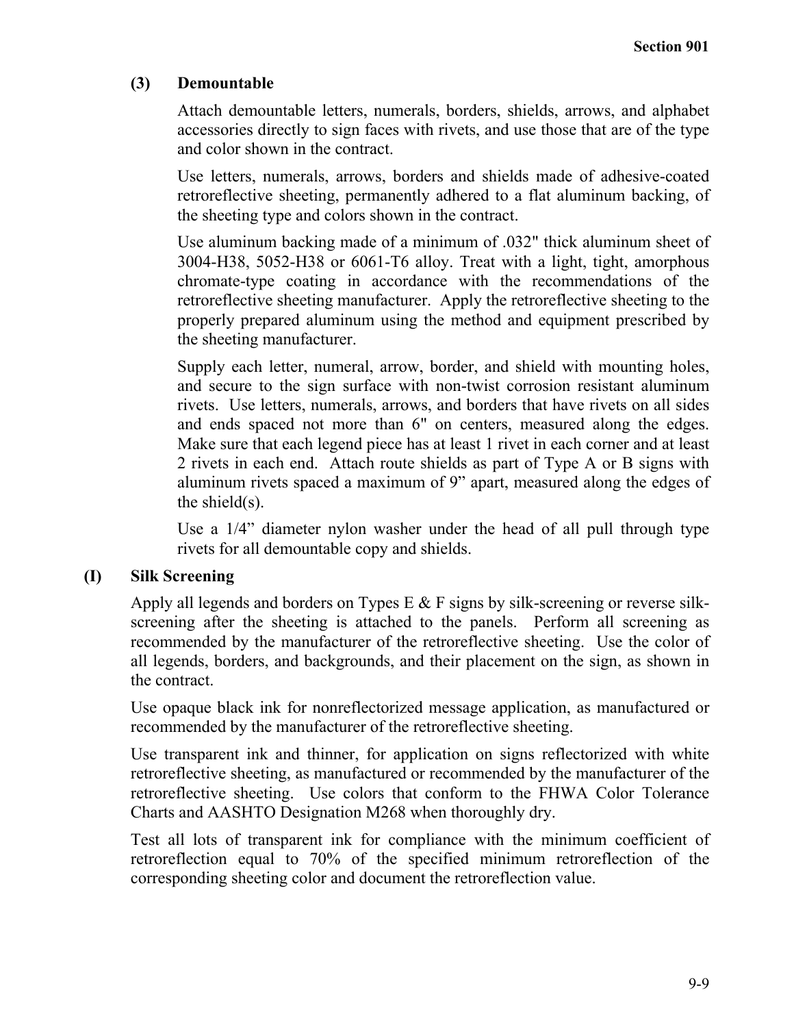### (3) Demountable

Attach demountable letters, numerals, borders, shields, arrows, and alphabet accessories directly to sign faces with rivets, and use those that are of the type and color shown in the contract.

Use letters, numerals, arrows, borders and shields made of adhesive-coated retroreflective sheeting, permanently adhered to a flat aluminum backing, of the sheeting type and colors shown in the contract.

Use aluminum backing made of a minimum of .032" thick aluminum sheet of 3004-H38, 5052-H38 or 6061-T6 alloy. Treat with a light, tight, amorphous chromate-type coating in accordance with the recommendations of the retroreflective sheeting manufacturer. Apply the retroreflective sheeting to the properly prepared aluminum using the method and equipment prescribed by the sheeting manufacturer.

Supply each letter, numeral, arrow, border, and shield with mounting holes, and secure to the sign surface with non-twist corrosion resistant aluminum rivets. Use letters, numerals, arrows, and borders that have rivets on all sides and ends spaced not more than 6" on centers, measured along the edges. Make sure that each legend piece has at least 1 rivet in each corner and at least 2 rivets in each end. Attach route shields as part of Type A or B signs with aluminum rivets spaced a maximum of 9" apart, measured along the edges of the shield(s).

Use a 1/4" diameter nylon washer under the head of all pull through type rivets for all demountable copy and shields.

## (I) Silk Screening

Apply all legends and borders on Types E & F signs by silk-screening or reverse silk-screening after the sheeting is attached to the panels. Perform all screening as recommended by the manufacturer of the retroreflective sheeting. Use the color of all legends, borders, and backgrounds, and their placement on the sign, as shown in the contract.

Use opaque black ink for nonreflectorized message application, as manufactured or recommended by the manufacturer of the retroreflective sheeting.

Use transparent ink and thinner, for application on signs reflectorized with white retroreflective sheeting, as manufactured or recommended by the manufacturer of the retroreflective sheeting. Use colors that conform to the FHWA Color Tolerance Charts and AASHTO Designation M268 when thoroughly dry.

Test all lots of transparent ink for compliance with the minimum coefficient of retroreflection equal to 70% of the specified minimum retroreflection of the corresponding sheeting color and document the retroreflection value.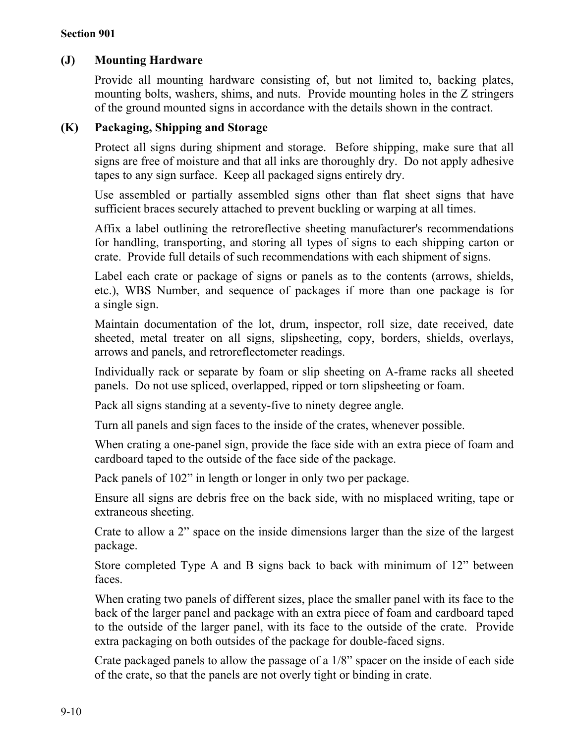### (J) Mounting Hardware

Provide all mounting hardware consisting of, but not limited to, backing plates, mounting bolts, washers, shims, and nuts. Provide mounting holes in the Z stringers of the ground mounted signs in accordance with the details shown in the contract.

### (K) Packaging, Shipping and Storage

Protect all signs during shipment and storage. Before shipping, make sure that all signs are free of moisture and that all inks are thoroughly dry. Do not apply adhesive tapes to any sign surface. Keep all packaged signs entirely dry.

Use assembled or partially assembled signs other than flat sheet signs that have sufficient braces securely attached to prevent buckling or warping at all times.

Affix a label outlining the retroreflective sheeting manufacturer's recommendations for handling, transporting, and storing all types of signs to each shipping carton or crate. Provide full details of such recommendations with each shipment of signs.

Label each crate or package of signs or panels as to the contents (arrows, shields, etc.), WBS Number, and sequence of packages if more than one package is for a single sign.

Maintain documentation of the lot, drum, inspector, roll size, date received, date sheeted, metal treater on all signs, slipsheeting, copy, borders, shields, overlays, arrows and panels, and retroreflectometer readings.

Individually rack or separate by foam or slip sheeting on A-frame racks all sheeted panels. Do not use spliced, overlapped, ripped or torn slipsheeting or foam.

Pack all signs standing at a seventy-five to ninety degree angle.

Turn all panels and sign faces to the inside of the crates, whenever possible.

When crating a one-panel sign, provide the face side with an extra piece of foam and cardboard taped to the outside of the face side of the package.

Pack panels of 102" in length or longer in only two per package.

Ensure all signs are debris free on the back side, with no misplaced writing, tape or extraneous sheeting.

Crate to allow a 2" space on the inside dimensions larger than the size of the largest package.

Store completed Type A and B signs back to back with minimum of 12" between faces.

When crating two panels of different sizes, place the smaller panel with its face to the back of the larger panel and package with an extra piece of foam and cardboard taped to the outside of the larger panel, with its face to the outside of the crate. Provide extra packaging on both outsides of the package for double-faced signs.

Crate packaged panels to allow the passage of a 1/8" spacer on the inside of each side of the crate, so that the panels are not overly tight or binding in crate.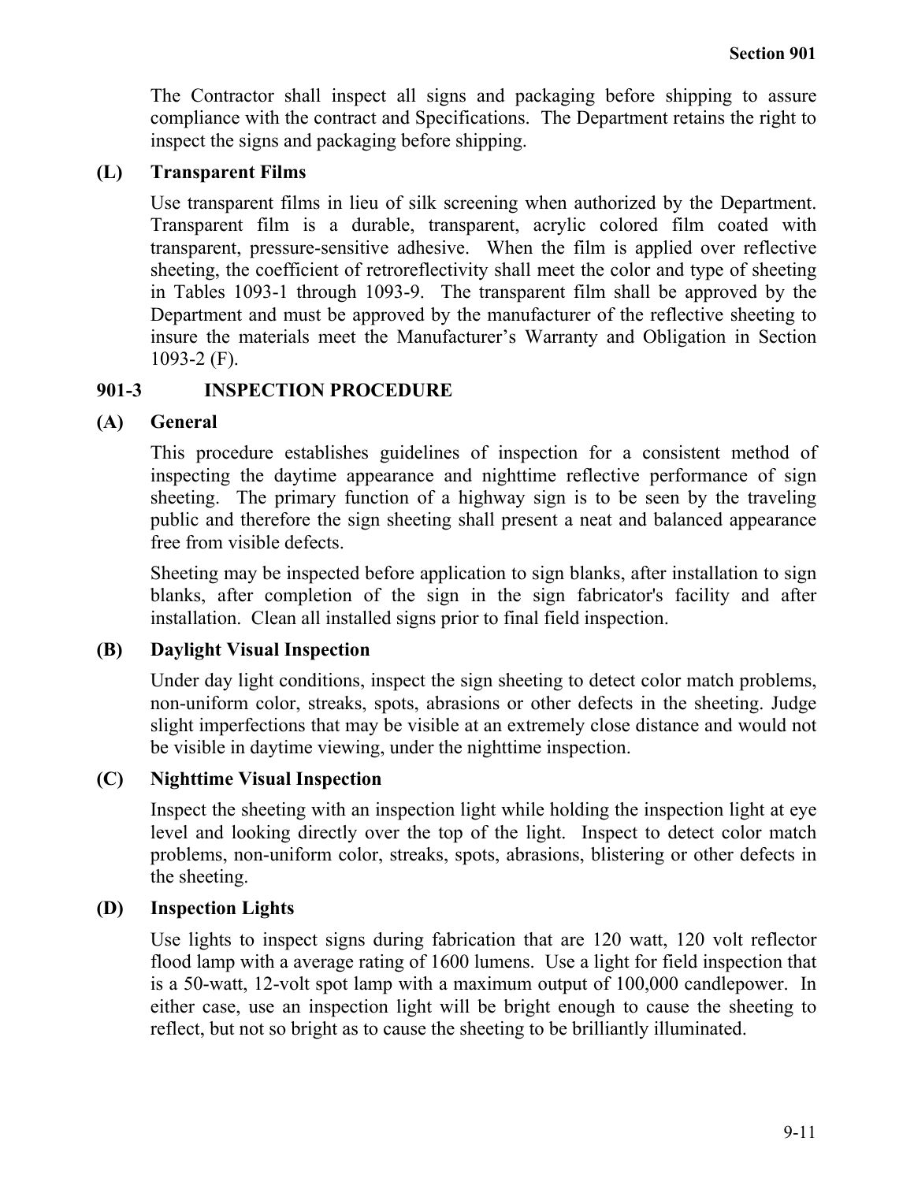The Contractor shall inspect all signs and packaging before shipping to assure compliance with the contract and Specifications. The Department retains the right to inspect the signs and packaging before shipping.

### (L) Transparent Films

Use transparent films in lieu of silk screening when authorized by the Department. Transparent film is a durable, transparent, acrylic colored film coated with transparent, pressure-sensitive adhesive. When the film is applied over reflective sheeting, the coefficient of retroreflectivity shall meet the color and type of sheeting in Tables 1093-1 through 1093-9. The transparent film shall be approved by the Department and must be approved by the manufacturer of the reflective sheeting to insure the materials meet the Manufacturer's Warranty and Obligation in Section 1093-2 (F).

## 901-3 INSPECTION PROCEDURE

### (A) General

This procedure establishes guidelines of inspection for a consistent method of inspecting the daytime appearance and nighttime reflective performance of sign sheeting. The primary function of a highway sign is to be seen by the traveling public and therefore the sign sheeting shall present a neat and balanced appearance free from visible defects.

Sheeting may be inspected before application to sign blanks, after installation to sign blanks, after completion of the sign in the sign fabricator's facility and after installation. Clean all installed signs prior to final field inspection.

### (B) Daylight Visual Inspection

Under day light conditions, inspect the sign sheeting to detect color match problems, non-uniform color, streaks, spots, abrasions or other defects in the sheeting. Judge slight imperfections that may be visible at an extremely close distance and would not be visible in daytime viewing, under the nighttime inspection.

### (C) Nighttime Visual Inspection

Inspect the sheeting with an inspection light while holding the inspection light at eye level and looking directly over the top of the light. Inspect to detect color match problems, non-uniform color, streaks, spots, abrasions, blistering or other defects in the sheeting.

### (D) Inspection Lights

Use lights to inspect signs during fabrication that are 120 watt, 120 volt reflector flood lamp with a average rating of 1600 lumens. Use a light for field inspection that is a 50-watt, 12-volt spot lamp with a maximum output of 100,000 candlepower. In either case, use an inspection light will be bright enough to cause the sheeting to reflect, but not so bright as to cause the sheeting to be brilliantly illuminated.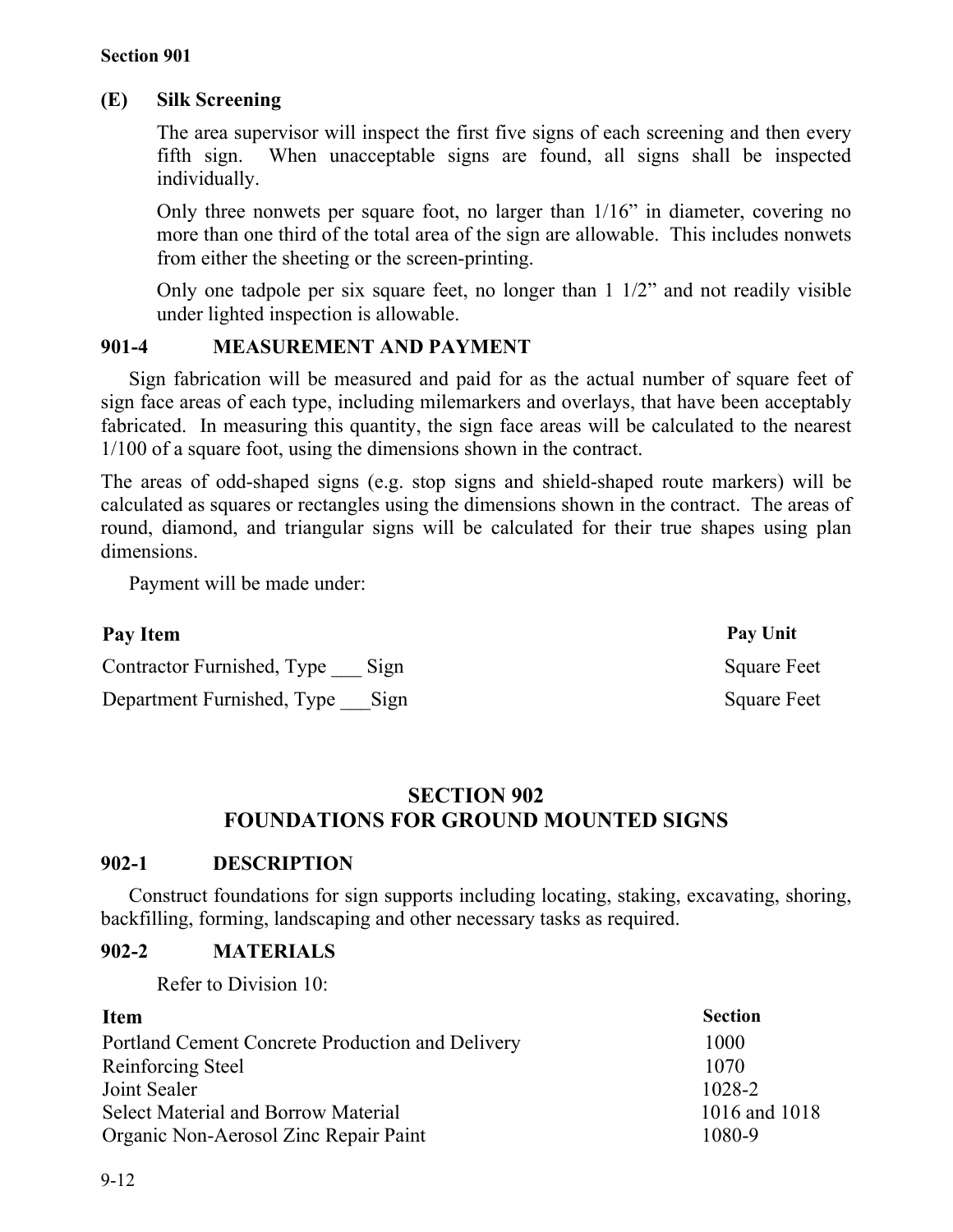**(E) Silk Screening**

The area supervisor will inspect the first five signs of each screening and then every fifth sign. When unacceptable signs are found, all signs shall be inspected individually.

Only three nonwets per square foot, no larger than 1/16" in diameter, covering no more than one third of the total area of the sign are allowable. This includes nonwets from either the sheeting or the screen-printing.

Only one tadpole per six square feet, no longer than 1 1/2" and not readily visible under lighted inspection is allowable.

### 901-4 MEASUREMENT AND PAYMENT

Sign fabrication will be measured and paid for as the actual number of square feet of sign face areas of each type, including milemarkers and overlays, that have been acceptably fabricated. In measuring this quantity, the sign face areas will be calculated to the nearest 1/100 of a square foot, using the dimensions shown in the contract.

The areas of odd-shaped signs (e.g. stop signs and shield-shaped route markers) will be calculated as squares or rectangles using the dimensions shown in the contract. The areas of round, diamond, and triangular signs will be calculated for their true shapes using plan dimensions.

Payment will be made under:

| Pay Item | Pay Unit |
|---|---|
| Contractor Furnished, Type ___ Sign | Square Feet |
| Department Furnished, Type ___Sign | Square Feet |

## SECTION 902
## FOUNDATIONS FOR GROUND MOUNTED SIGNS

### 902-1 DESCRIPTION

Construct foundations for sign supports including locating, staking, excavating, shoring, backfilling, forming, landscaping and other necessary tasks as required.

### 902-2 MATERIALS

Refer to Division 10:

| Item | Section |
|---|---|
| Portland Cement Concrete Production and Delivery | 1000 |
| Reinforcing Steel | 1070 |
| Joint Sealer | 1028-2 |
| Select Material and Borrow Material | 1016 and 1018 |
| Organic Non-Aerosol Zinc Repair Paint | 1080-9 |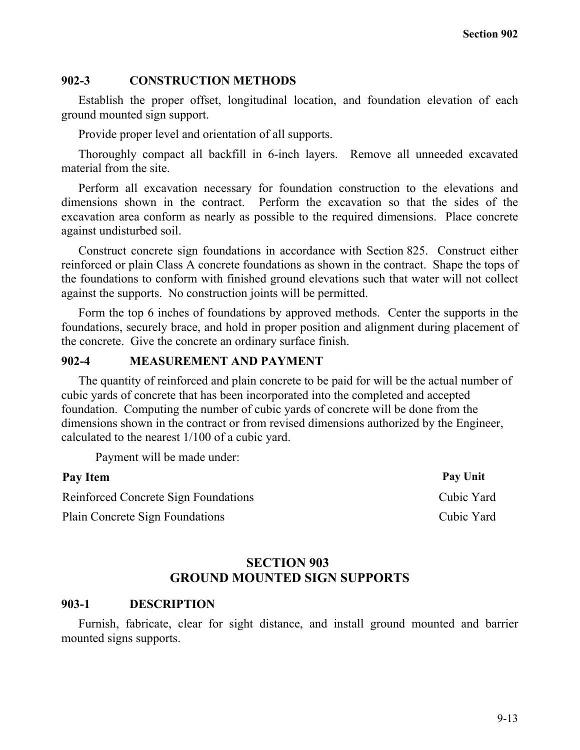## 902-3 CONSTRUCTION METHODS

Establish the proper offset, longitudinal location, and foundation elevation of each ground mounted sign support.

Provide proper level and orientation of all supports.

Thoroughly compact all backfill in 6-inch layers. Remove all unneeded excavated material from the site.

Perform all excavation necessary for foundation construction to the elevations and dimensions shown in the contract. Perform the excavation so that the sides of the excavation area conform as nearly as possible to the required dimensions. Place concrete against undisturbed soil.

Construct concrete sign foundations in accordance with Section 825. Construct either reinforced or plain Class A concrete foundations as shown in the contract. Shape the tops of the foundations to conform with finished ground elevations such that water will not collect against the supports. No construction joints will be permitted.

Form the top 6 inches of foundations by approved methods. Center the supports in the foundations, securely brace, and hold in proper position and alignment during placement of the concrete. Give the concrete an ordinary surface finish.

## 902-4 MEASUREMENT AND PAYMENT

The quantity of reinforced and plain concrete to be paid for will be the actual number of cubic yards of concrete that has been incorporated into the completed and accepted foundation. Computing the number of cubic yards of concrete will be done from the dimensions shown in the contract or from revised dimensions authorized by the Engineer, calculated to the nearest 1/100 of a cubic yard.

Payment will be made under:

| Pay Item | Pay Unit |
|---|---|
| Reinforced Concrete Sign Foundations | Cubic Yard |
| Plain Concrete Sign Foundations | Cubic Yard |

# SECTION 903
# GROUND MOUNTED SIGN SUPPORTS

## 903-1 DESCRIPTION

Furnish, fabricate, clear for sight distance, and install ground mounted and barrier mounted signs supports.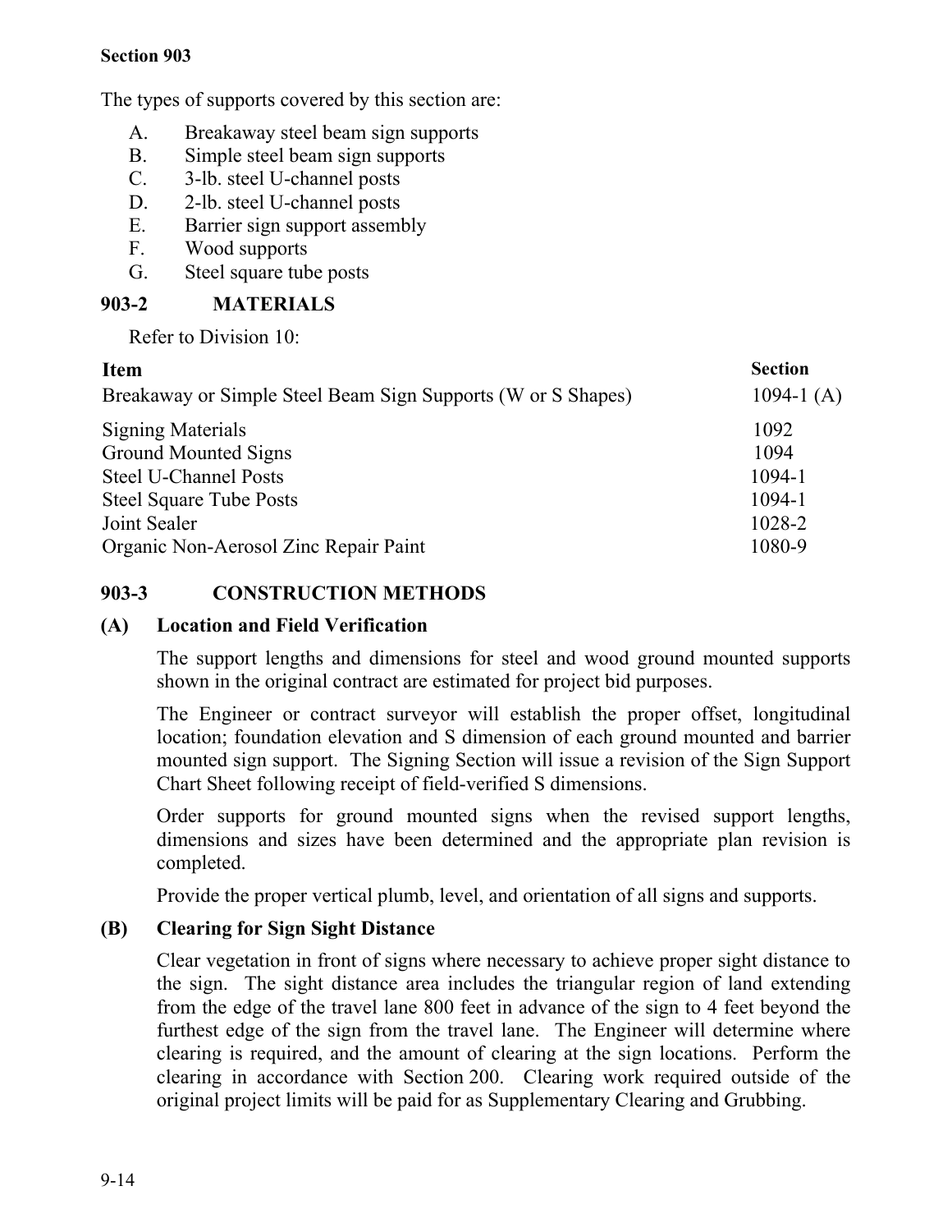The types of supports covered by this section are:

A. Breakaway steel beam sign supports
B. Simple steel beam sign supports
C. 3-lb. steel U-channel posts
D. 2-lb. steel U-channel posts
E. Barrier sign support assembly
F. Wood supports
G. Steel square tube posts

## 903-2 MATERIALS

Refer to Division 10:

| Item | Section |
|---|---|
| Breakaway or Simple Steel Beam Sign Supports (W or S Shapes) | 1094-1 (A) |
| Signing Materials | 1092 |
| Ground Mounted Signs | 1094 |
| Steel U-Channel Posts | 1094-1 |
| Steel Square Tube Posts | 1094-1 |
| Joint Sealer | 1028-2 |
| Organic Non-Aerosol Zinc Repair Paint | 1080-9 |

## 903-3 CONSTRUCTION METHODS

### (A) Location and Field Verification

The support lengths and dimensions for steel and wood ground mounted supports shown in the original contract are estimated for project bid purposes.

The Engineer or contract surveyor will establish the proper offset, longitudinal location; foundation elevation and S dimension of each ground mounted and barrier mounted sign support. The Signing Section will issue a revision of the Sign Support Chart Sheet following receipt of field-verified S dimensions.

Order supports for ground mounted signs when the revised support lengths, dimensions and sizes have been determined and the appropriate plan revision is completed.

Provide the proper vertical plumb, level, and orientation of all signs and supports.

### (B) Clearing for Sign Sight Distance

Clear vegetation in front of signs where necessary to achieve proper sight distance to the sign. The sight distance area includes the triangular region of land extending from the edge of the travel lane 800 feet in advance of the sign to 4 feet beyond the furthest edge of the sign from the travel lane. The Engineer will determine where clearing is required, and the amount of clearing at the sign locations. Perform the clearing in accordance with Section 200. Clearing work required outside of the original project limits will be paid for as Supplementary Clearing and Grubbing.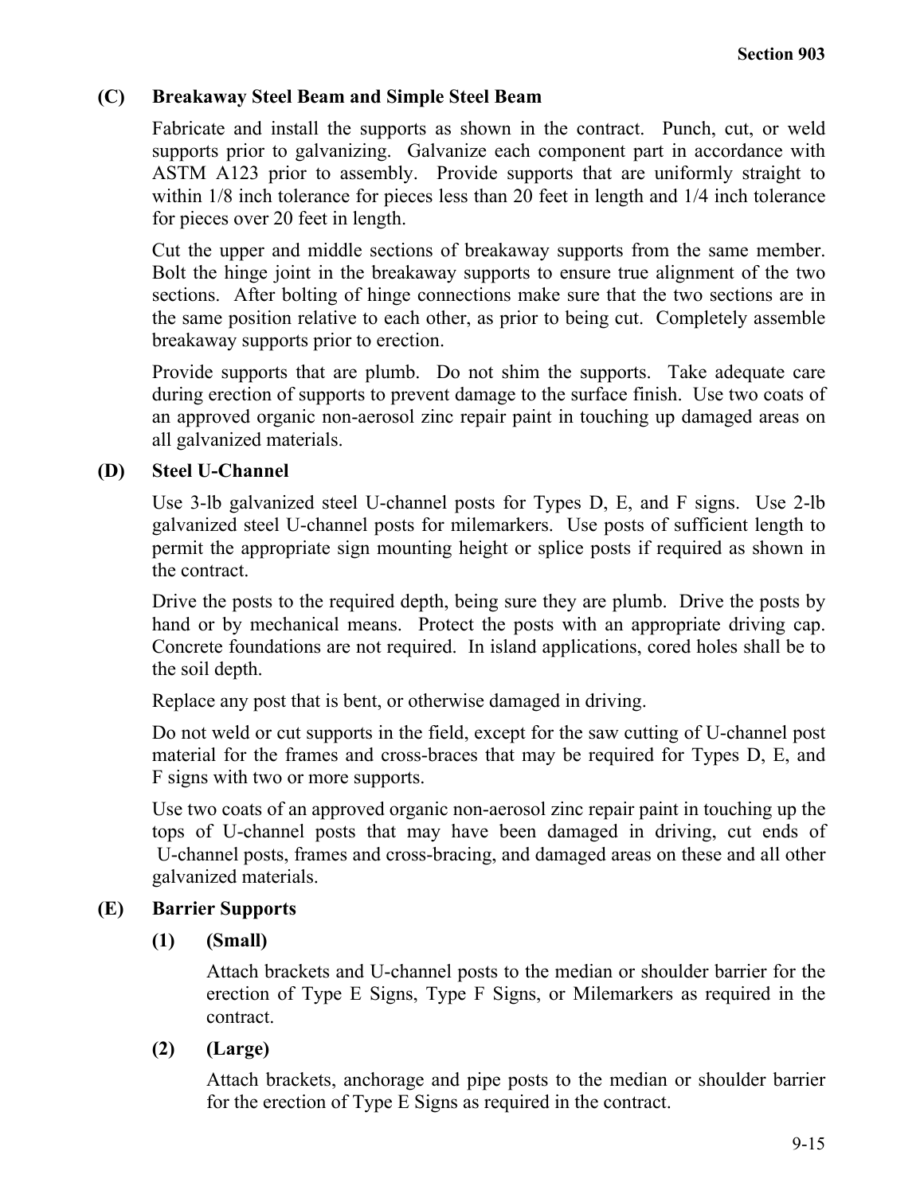### (C) Breakaway Steel Beam and Simple Steel Beam

Fabricate and install the supports as shown in the contract. Punch, cut, or weld supports prior to galvanizing. Galvanize each component part in accordance with ASTM A123 prior to assembly. Provide supports that are uniformly straight to within 1/8 inch tolerance for pieces less than 20 feet in length and 1/4 inch tolerance for pieces over 20 feet in length.

Cut the upper and middle sections of breakaway supports from the same member. Bolt the hinge joint in the breakaway supports to ensure true alignment of the two sections. After bolting of hinge connections make sure that the two sections are in the same position relative to each other, as prior to being cut. Completely assemble breakaway supports prior to erection.

Provide supports that are plumb. Do not shim the supports. Take adequate care during erection of supports to prevent damage to the surface finish. Use two coats of an approved organic non-aerosol zinc repair paint in touching up damaged areas on all galvanized materials.

### (D) Steel U-Channel

Use 3-lb galvanized steel U-channel posts for Types D, E, and F signs. Use 2-lb galvanized steel U-channel posts for milemarkers. Use posts of sufficient length to permit the appropriate sign mounting height or splice posts if required as shown in the contract.

Drive the posts to the required depth, being sure they are plumb. Drive the posts by hand or by mechanical means. Protect the posts with an appropriate driving cap. Concrete foundations are not required. In island applications, cored holes shall be to the soil depth.

Replace any post that is bent, or otherwise damaged in driving.

Do not weld or cut supports in the field, except for the saw cutting of U-channel post material for the frames and cross-braces that may be required for Types D, E, and F signs with two or more supports.

Use two coats of an approved organic non-aerosol zinc repair paint in touching up the tops of U-channel posts that may have been damaged in driving, cut ends of U-channel posts, frames and cross-bracing, and damaged areas on these and all other galvanized materials.

### (E) Barrier Supports

#### (1) (Small)

Attach brackets and U-channel posts to the median or shoulder barrier for the erection of Type E Signs, Type F Signs, or Milemarkers as required in the contract.

#### (2) (Large)

Attach brackets, anchorage and pipe posts to the median or shoulder barrier for the erection of Type E Signs as required in the contract.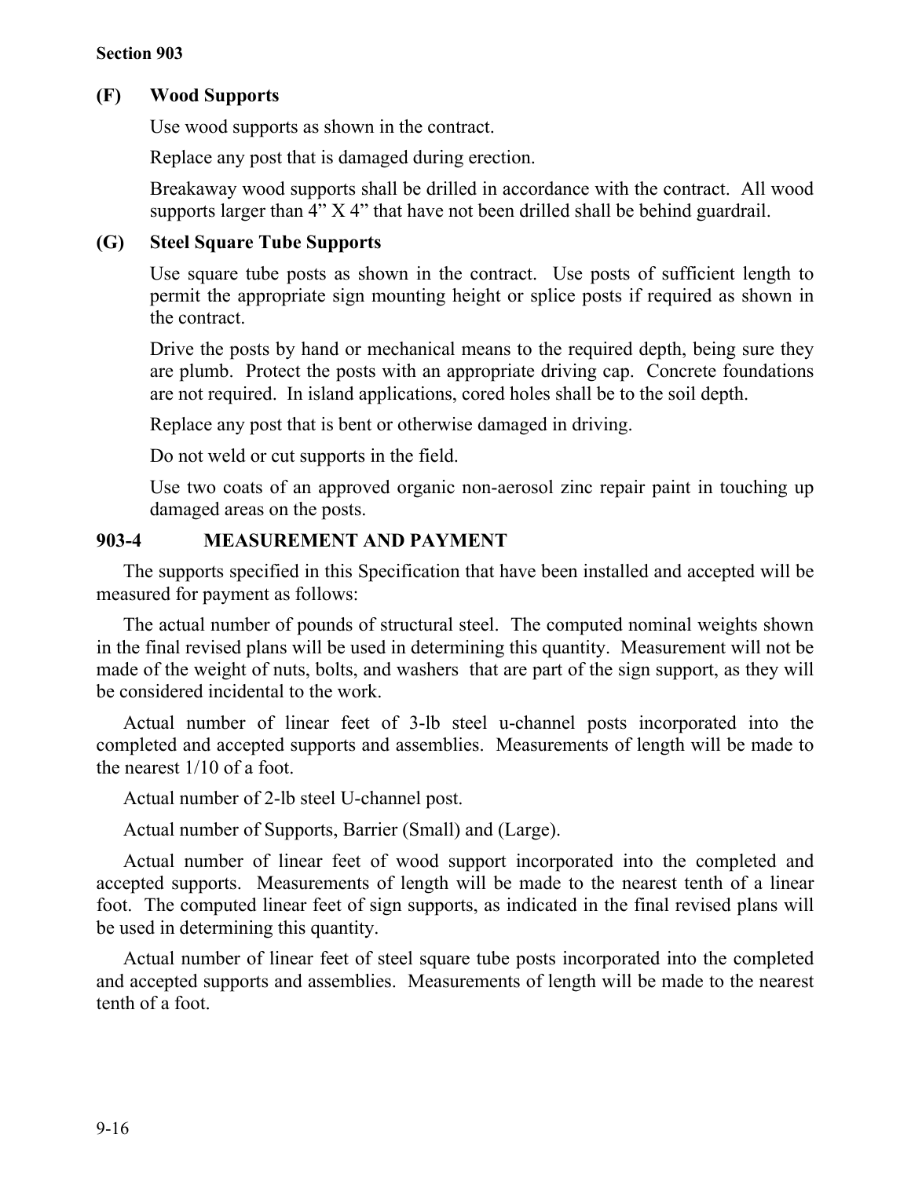### (F) Wood Supports

Use wood supports as shown in the contract.

Replace any post that is damaged during erection.

Breakaway wood supports shall be drilled in accordance with the contract. All wood supports larger than 4" X 4" that have not been drilled shall be behind guardrail.

### (G) Steel Square Tube Supports

Use square tube posts as shown in the contract. Use posts of sufficient length to permit the appropriate sign mounting height or splice posts if required as shown in the contract.

Drive the posts by hand or mechanical means to the required depth, being sure they are plumb. Protect the posts with an appropriate driving cap. Concrete foundations are not required. In island applications, cored holes shall be to the soil depth.

Replace any post that is bent or otherwise damaged in driving.

Do not weld or cut supports in the field.

Use two coats of an approved organic non-aerosol zinc repair paint in touching up damaged areas on the posts.

## 903-4 MEASUREMENT AND PAYMENT

The supports specified in this Specification that have been installed and accepted will be measured for payment as follows:

The actual number of pounds of structural steel. The computed nominal weights shown in the final revised plans will be used in determining this quantity. Measurement will not be made of the weight of nuts, bolts, and washers that are part of the sign support, as they will be considered incidental to the work.

Actual number of linear feet of 3-lb steel u-channel posts incorporated into the completed and accepted supports and assemblies. Measurements of length will be made to the nearest 1/10 of a foot.

Actual number of 2-lb steel U-channel post.

Actual number of Supports, Barrier (Small) and (Large).

Actual number of linear feet of wood support incorporated into the completed and accepted supports. Measurements of length will be made to the nearest tenth of a linear foot. The computed linear feet of sign supports, as indicated in the final revised plans will be used in determining this quantity.

Actual number of linear feet of steel square tube posts incorporated into the completed and accepted supports and assemblies. Measurements of length will be made to the nearest tenth of a foot.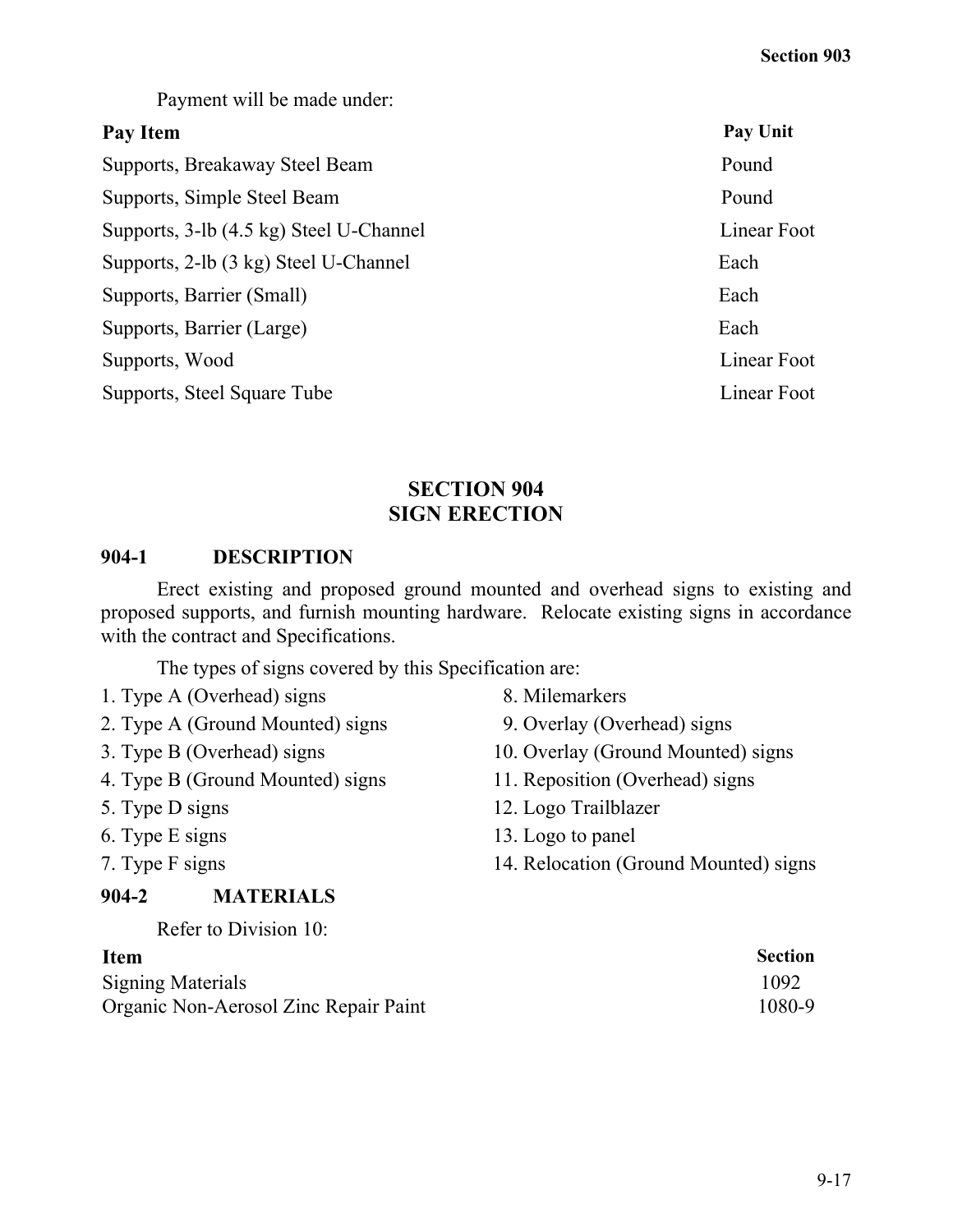Payment will be made under:

| Pay Item | Pay Unit |
|---|---|
| Supports, Breakaway Steel Beam | Pound |
| Supports, Simple Steel Beam | Pound |
| Supports, 3-lb (4.5 kg) Steel U-Channel | Linear Foot |
| Supports, 2-lb (3 kg) Steel U-Channel | Each |
| Supports, Barrier (Small) | Each |
| Supports, Barrier (Large) | Each |
| Supports, Wood | Linear Foot |
| Supports, Steel Square Tube | Linear Foot |

# SECTION 904
# SIGN ERECTION

## 904-1 DESCRIPTION

Erect existing and proposed ground mounted and overhead signs to existing and proposed supports, and furnish mounting hardware. Relocate existing signs in accordance with the contract and Specifications.

The types of signs covered by this Specification are:

1. Type A (Overhead) signs
2. Type A (Ground Mounted) signs
3. Type B (Overhead) signs
4. Type B (Ground Mounted) signs
5. Type D signs
6. Type E signs
7. Type F signs
8. Milemarkers
9. Overlay (Overhead) signs
10. Overlay (Ground Mounted) signs
11. Reposition (Overhead) signs
12. Logo Trailblazer
13. Logo to panel
14. Relocation (Ground Mounted) signs

## 904-2 MATERIALS

Refer to Division 10:

| Item | Section |
|---|---|
| Signing Materials | 1092 |
| Organic Non-Aerosol Zinc Repair Paint | 1080-9 |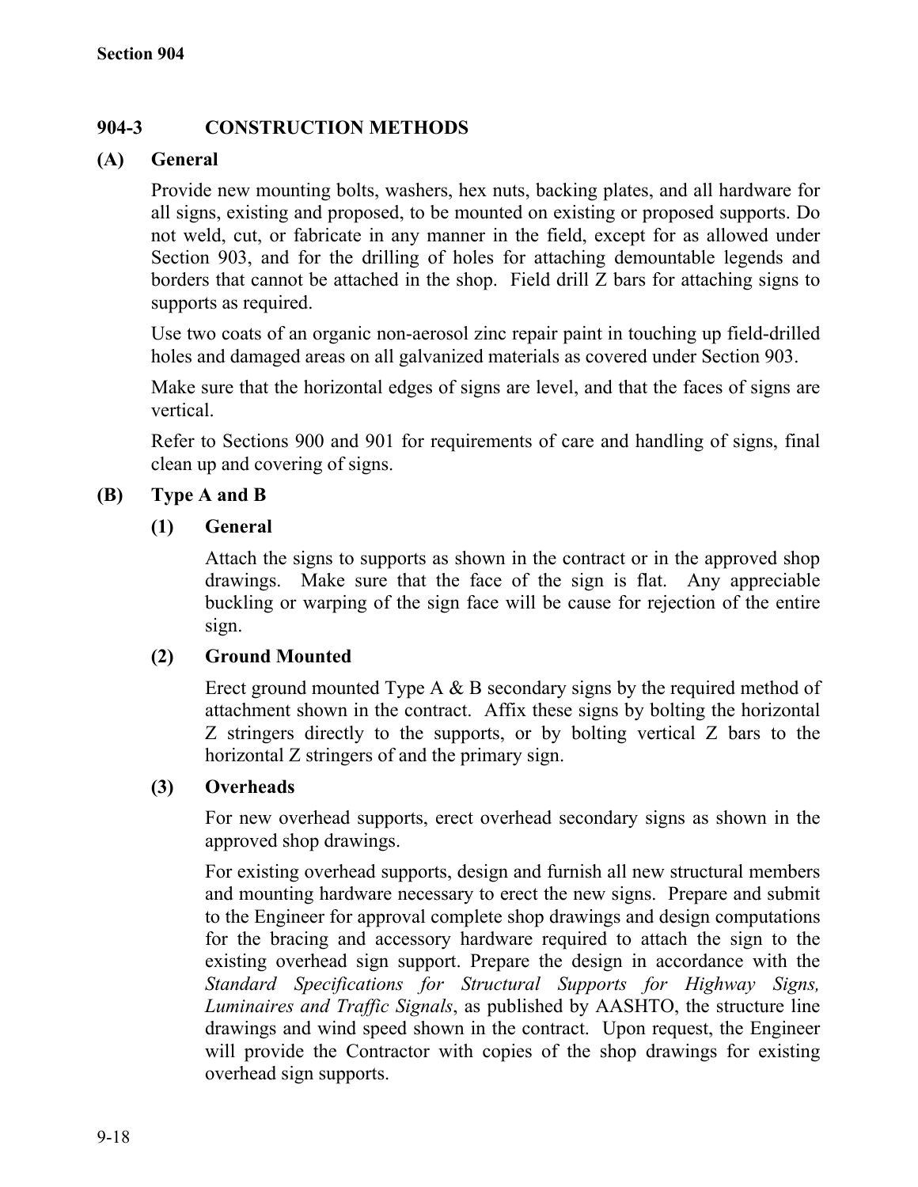## 904-3 CONSTRUCTION METHODS

### (A) General

Provide new mounting bolts, washers, hex nuts, backing plates, and all hardware for all signs, existing and proposed, to be mounted on existing or proposed supports. Do not weld, cut, or fabricate in any manner in the field, except for as allowed under Section 903, and for the drilling of holes for attaching demountable legends and borders that cannot be attached in the shop. Field drill Z bars for attaching signs to supports as required.

Use two coats of an organic non-aerosol zinc repair paint in touching up field-drilled holes and damaged areas on all galvanized materials as covered under Section 903.

Make sure that the horizontal edges of signs are level, and that the faces of signs are vertical.

Refer to Sections 900 and 901 for requirements of care and handling of signs, final clean up and covering of signs.

### (B) Type A and B

#### (1) General

Attach the signs to supports as shown in the contract or in the approved shop drawings. Make sure that the face of the sign is flat. Any appreciable buckling or warping of the sign face will be cause for rejection of the entire sign.

#### (2) Ground Mounted

Erect ground mounted Type A & B secondary signs by the required method of attachment shown in the contract. Affix these signs by bolting the horizontal Z stringers directly to the supports, or by bolting vertical Z bars to the horizontal Z stringers of and the primary sign.

#### (3) Overheads

For new overhead supports, erect overhead secondary signs as shown in the approved shop drawings.

For existing overhead supports, design and furnish all new structural members and mounting hardware necessary to erect the new signs. Prepare and submit to the Engineer for approval complete shop drawings and design computations for the bracing and accessory hardware required to attach the sign to the existing overhead sign support. Prepare the design in accordance with the *Standard Specifications for Structural Supports for Highway Signs, Luminaires and Traffic Signals*, as published by AASHTO, the structure line drawings and wind speed shown in the contract. Upon request, the Engineer will provide the Contractor with copies of the shop drawings for existing overhead sign supports.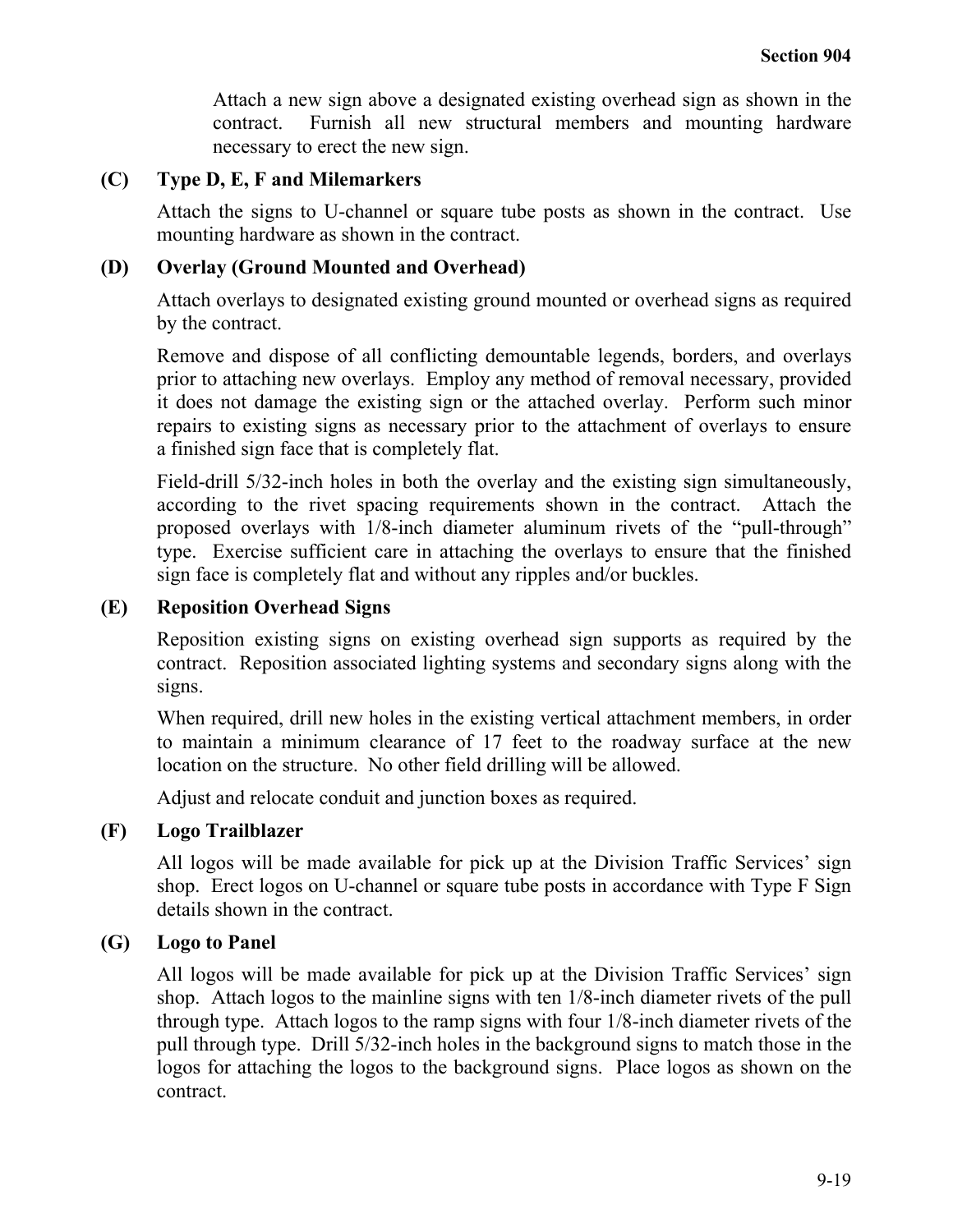Attach a new sign above a designated existing overhead sign as shown in the contract. Furnish all new structural members and mounting hardware necessary to erect the new sign.

### (C) Type D, E, F and Milemarkers

Attach the signs to U-channel or square tube posts as shown in the contract. Use mounting hardware as shown in the contract.

### (D) Overlay (Ground Mounted and Overhead)

Attach overlays to designated existing ground mounted or overhead signs as required by the contract.

Remove and dispose of all conflicting demountable legends, borders, and overlays prior to attaching new overlays. Employ any method of removal necessary, provided it does not damage the existing sign or the attached overlay. Perform such minor repairs to existing signs as necessary prior to the attachment of overlays to ensure a finished sign face that is completely flat.

Field-drill 5/32-inch holes in both the overlay and the existing sign simultaneously, according to the rivet spacing requirements shown in the contract. Attach the proposed overlays with 1/8-inch diameter aluminum rivets of the "pull-through" type. Exercise sufficient care in attaching the overlays to ensure that the finished sign face is completely flat and without any ripples and/or buckles.

### (E) Reposition Overhead Signs

Reposition existing signs on existing overhead sign supports as required by the contract. Reposition associated lighting systems and secondary signs along with the signs.

When required, drill new holes in the existing vertical attachment members, in order to maintain a minimum clearance of 17 feet to the roadway surface at the new location on the structure. No other field drilling will be allowed.

Adjust and relocate conduit and junction boxes as required.

### (F) Logo Trailblazer

All logos will be made available for pick up at the Division Traffic Services' sign shop. Erect logos on U-channel or square tube posts in accordance with Type F Sign details shown in the contract.

### (G) Logo to Panel

All logos will be made available for pick up at the Division Traffic Services' sign shop. Attach logos to the mainline signs with ten 1/8-inch diameter rivets of the pull through type. Attach logos to the ramp signs with four 1/8-inch diameter rivets of the pull through type. Drill 5/32-inch holes in the background signs to match those in the logos for attaching the logos to the background signs. Place logos as shown on the contract.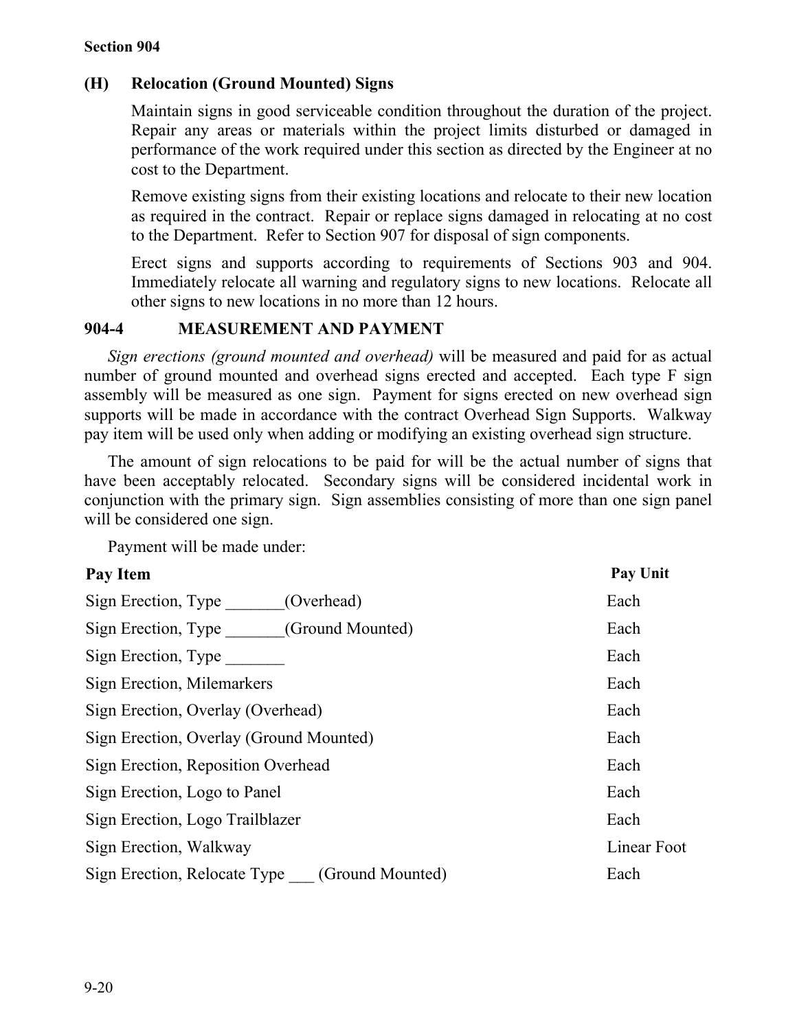### (H) Relocation (Ground Mounted) Signs

Maintain signs in good serviceable condition throughout the duration of the project. Repair any areas or materials within the project limits disturbed or damaged in performance of the work required under this section as directed by the Engineer at no cost to the Department.

Remove existing signs from their existing locations and relocate to their new location as required in the contract. Repair or replace signs damaged in relocating at no cost to the Department. Refer to Section 907 for disposal of sign components.

Erect signs and supports according to requirements of Sections 903 and 904. Immediately relocate all warning and regulatory signs to new locations. Relocate all other signs to new locations in no more than 12 hours.

## 904-4 MEASUREMENT AND PAYMENT

*Sign erections (ground mounted and overhead)* will be measured and paid for as actual number of ground mounted and overhead signs erected and accepted. Each type F sign assembly will be measured as one sign. Payment for signs erected on new overhead sign supports will be made in accordance with the contract Overhead Sign Supports. Walkway pay item will be used only when adding or modifying an existing overhead sign structure.

The amount of sign relocations to be paid for will be the actual number of signs that have been acceptably relocated. Secondary signs will be considered incidental work in conjunction with the primary sign. Sign assemblies consisting of more than one sign panel will be considered one sign.

Payment will be made under:

| Pay Item | Pay Unit |
|---|---|
| Sign Erection, Type _______(Overhead) | Each |
| Sign Erection, Type _______(Ground Mounted) | Each |
| Sign Erection, Type _______ | Each |
| Sign Erection, Milemarkers | Each |
| Sign Erection, Overlay (Overhead) | Each |
| Sign Erection, Overlay (Ground Mounted) | Each |
| Sign Erection, Reposition Overhead | Each |
| Sign Erection, Logo to Panel | Each |
| Sign Erection, Logo Trailblazer | Each |
| Sign Erection, Walkway | Linear Foot |
| Sign Erection, Relocate Type ___ (Ground Mounted) | Each |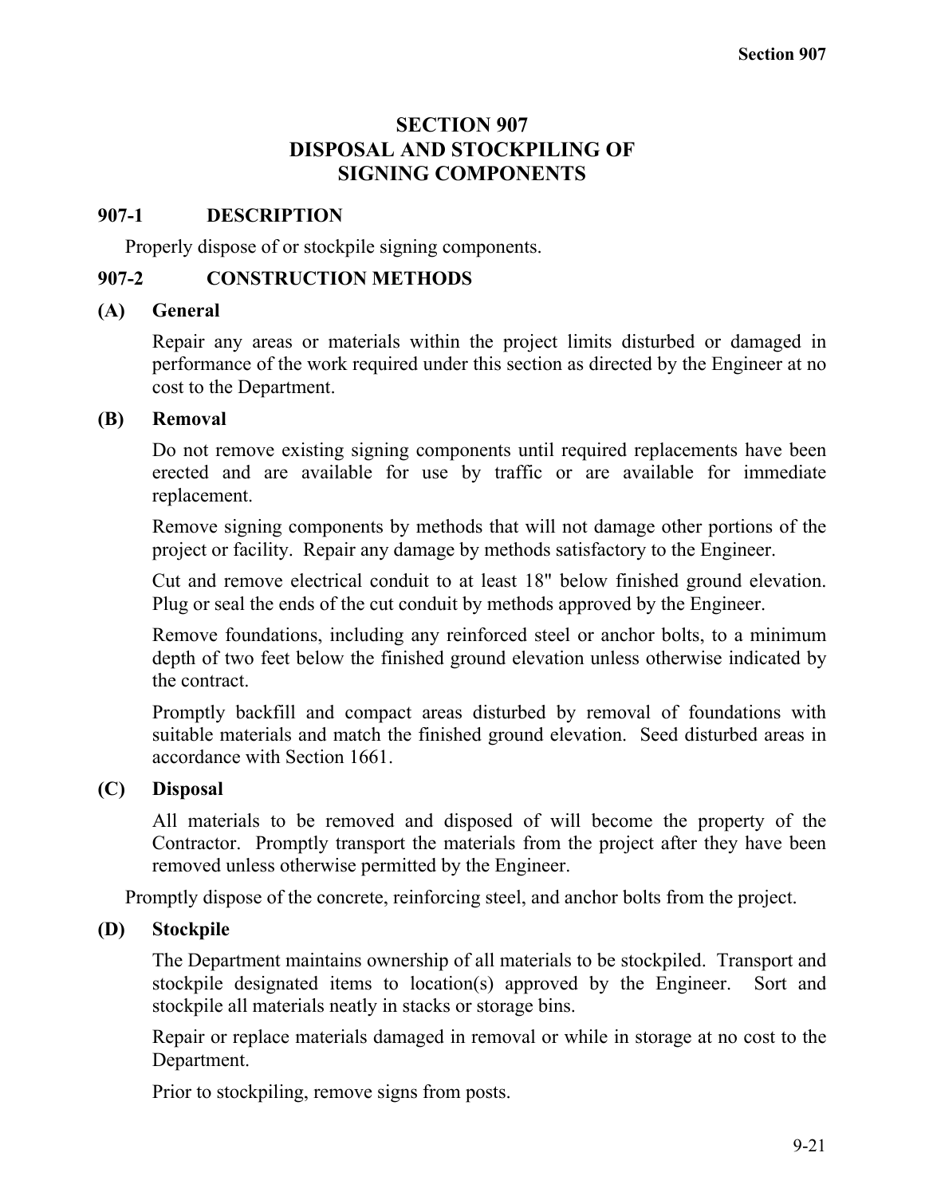# SECTION 907
# DISPOSAL AND STOCKPILING OF SIGNING COMPONENTS

## 907-1 DESCRIPTION

Properly dispose of or stockpile signing components.

## 907-2 CONSTRUCTION METHODS

### (A) General

Repair any areas or materials within the project limits disturbed or damaged in performance of the work required under this section as directed by the Engineer at no cost to the Department.

### (B) Removal

Do not remove existing signing components until required replacements have been erected and are available for use by traffic or are available for immediate replacement.

Remove signing components by methods that will not damage other portions of the project or facility. Repair any damage by methods satisfactory to the Engineer.

Cut and remove electrical conduit to at least 18" below finished ground elevation. Plug or seal the ends of the cut conduit by methods approved by the Engineer.

Remove foundations, including any reinforced steel or anchor bolts, to a minimum depth of two feet below the finished ground elevation unless otherwise indicated by the contract.

Promptly backfill and compact areas disturbed by removal of foundations with suitable materials and match the finished ground elevation. Seed disturbed areas in accordance with Section 1661.

### (C) Disposal

All materials to be removed and disposed of will become the property of the Contractor. Promptly transport the materials from the project after they have been removed unless otherwise permitted by the Engineer.

Promptly dispose of the concrete, reinforcing steel, and anchor bolts from the project.

### (D) Stockpile

The Department maintains ownership of all materials to be stockpiled. Transport and stockpile designated items to location(s) approved by the Engineer. Sort and stockpile all materials neatly in stacks or storage bins.

Repair or replace materials damaged in removal or while in storage at no cost to the Department.

Prior to stockpiling, remove signs from posts.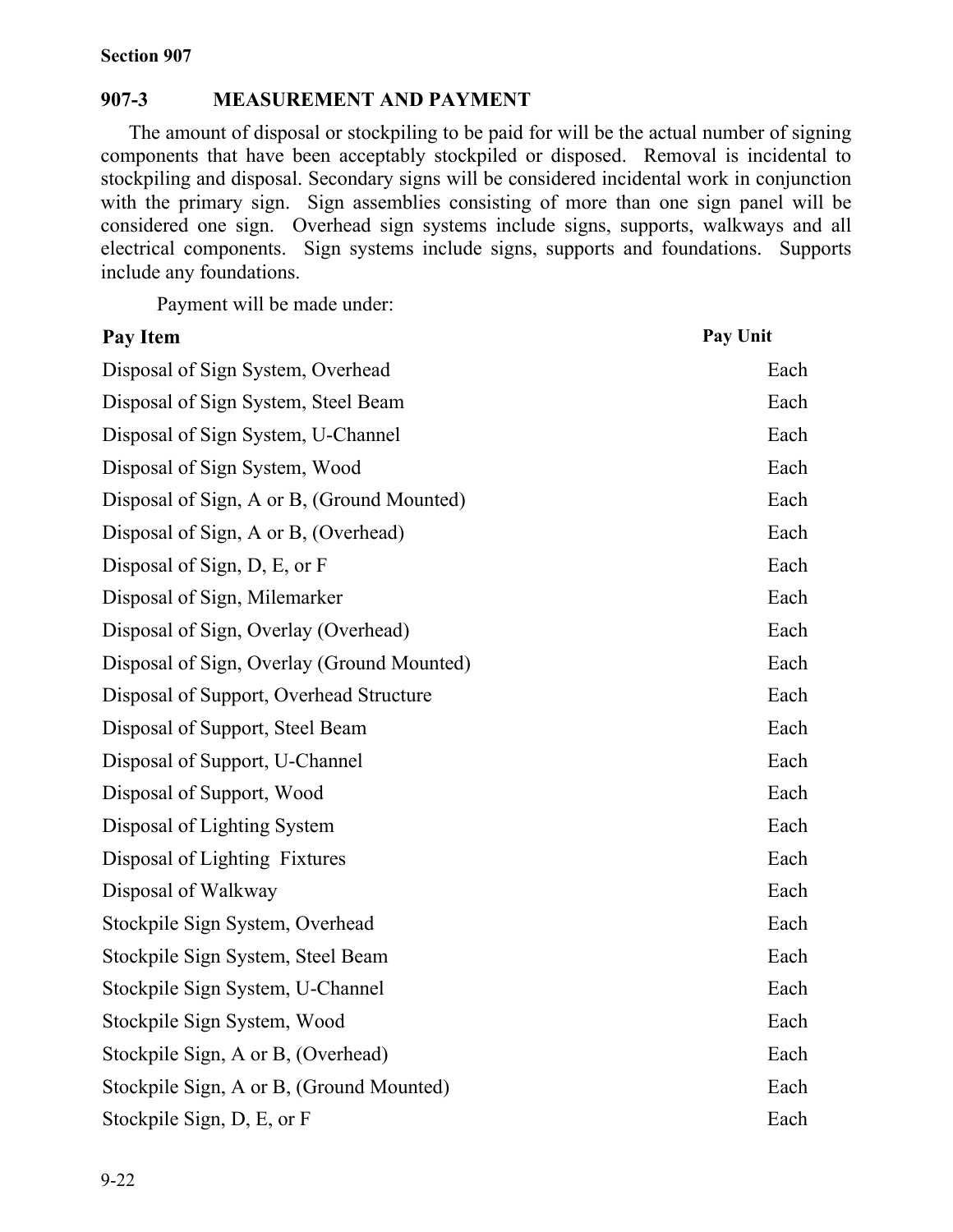## 907-3 MEASUREMENT AND PAYMENT

The amount of disposal or stockpiling to be paid for will be the actual number of signing components that have been acceptably stockpiled or disposed. Removal is incidental to stockpiling and disposal. Secondary signs will be considered incidental work in conjunction with the primary sign. Sign assemblies consisting of more than one sign panel will be considered one sign. Overhead sign systems include signs, supports, walkways and all electrical components. Sign systems include signs, supports and foundations. Supports include any foundations.

Payment will be made under:

| Pay Item | Pay Unit |
|---|---|
| Disposal of Sign System, Overhead | Each |
| Disposal of Sign System, Steel Beam | Each |
| Disposal of Sign System, U-Channel | Each |
| Disposal of Sign System, Wood | Each |
| Disposal of Sign, A or B, (Ground Mounted) | Each |
| Disposal of Sign, A or B, (Overhead) | Each |
| Disposal of Sign, D, E, or F | Each |
| Disposal of Sign, Milemarker | Each |
| Disposal of Sign, Overlay (Overhead) | Each |
| Disposal of Sign, Overlay (Ground Mounted) | Each |
| Disposal of Support, Overhead Structure | Each |
| Disposal of Support, Steel Beam | Each |
| Disposal of Support, U-Channel | Each |
| Disposal of Support, Wood | Each |
| Disposal of Lighting System | Each |
| Disposal of Lighting Fixtures | Each |
| Disposal of Walkway | Each |
| Stockpile Sign System, Overhead | Each |
| Stockpile Sign System, Steel Beam | Each |
| Stockpile Sign System, U-Channel | Each |
| Stockpile Sign System, Wood | Each |
| Stockpile Sign, A or B, (Overhead) | Each |
| Stockpile Sign, A or B, (Ground Mounted) | Each |
| Stockpile Sign, D, E, or F | Each |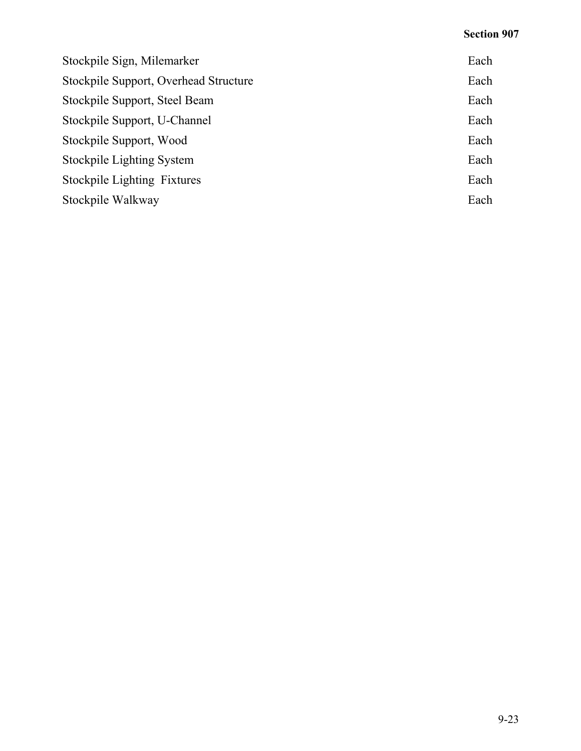| | |
|---|---|
| Stockpile Sign, Milemarker | Each |
| Stockpile Support, Overhead Structure | Each |
| Stockpile Support, Steel Beam | Each |
| Stockpile Support, U-Channel | Each |
| Stockpile Support, Wood | Each |
| Stockpile Lighting System | Each |
| Stockpile Lighting  Fixtures | Each |
| Stockpile Walkway | Each |